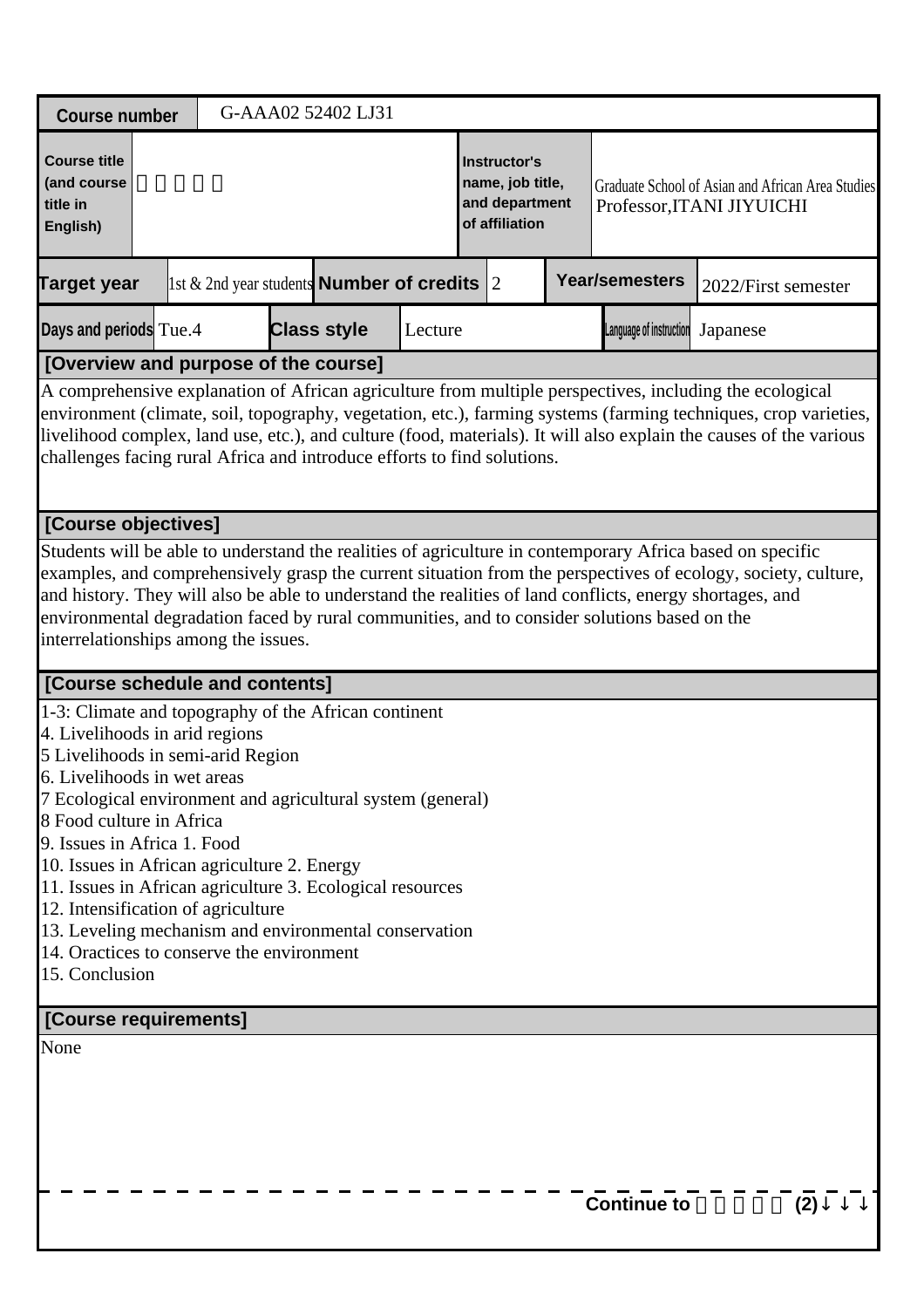| Course number | G-AAA02 52402 LJ31 | | | | | | |
|---|---|---|---|---|---|---|---|
| Course title (and course title in English) | | | | Instructor's name, job title, and department of affiliation | Graduate School of Asian and African Area Studies Professor,ITANI JIYUICHI | | |
| Target year | 1st & 2nd year students | Number of credits | 2 | Year/semesters | 2022/First semester | | |
| Days and periods | Tue.4 | Class style | Lecture | Language of instruction | Japanese | | |

## [Overview and purpose of the course]

A comprehensive explanation of African agriculture from multiple perspectives, including the ecological environment (climate, soil, topography, vegetation, etc.), farming systems (farming techniques, crop varieties, livelihood complex, land use, etc.), and culture (food, materials). It will also explain the causes of the various challenges facing rural Africa and introduce efforts to find solutions.

## [Course objectives]

Students will be able to understand the realities of agriculture in contemporary Africa based on specific examples, and comprehensively grasp the current situation from the perspectives of ecology, society, culture, and history. They will also be able to understand the realities of land conflicts, energy shortages, and environmental degradation faced by rural communities, and to consider solutions based on the interrelationships among the issues.

## [Course schedule and contents]

1-3: Climate and topography of the African continent
4. Livelihoods in arid regions
5 Livelihoods in semi-arid Region
6. Livelihoods in wet areas
7 Ecological environment and agricultural system (general)
8 Food culture in Africa
9. Issues in Africa 1. Food
10. Issues in African agriculture 2. Energy
11. Issues in African agriculture 3. Ecological resources
12. Intensification of agriculture
13. Leveling mechanism and environmental conservation
14. Oractices to conserve the environment
15. Conclusion

## [Course requirements]

None

Continue to (2)↓↓↓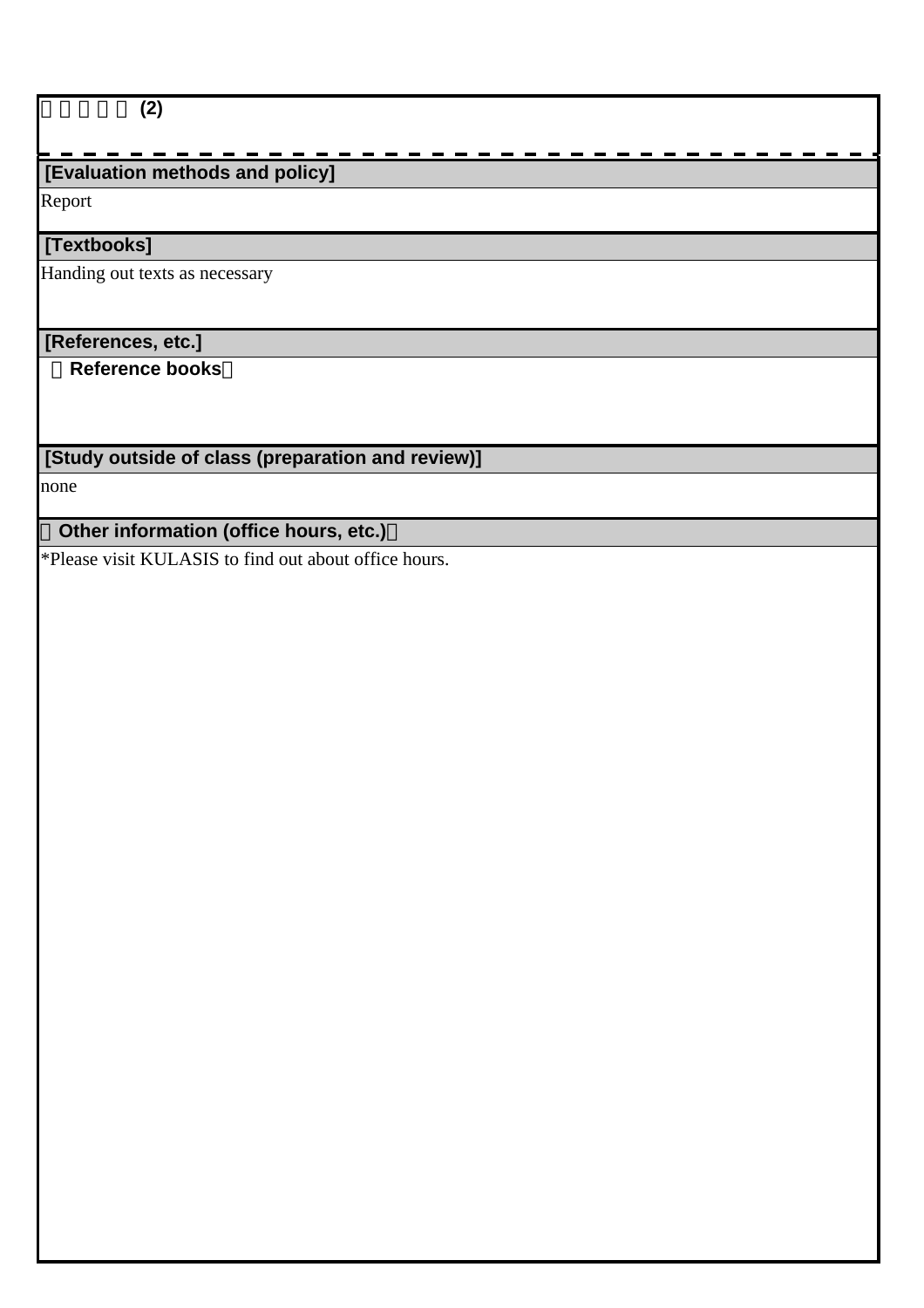□□□□□ (2)

## [Evaluation methods and policy]

Report

## [Textbooks]

Handing out texts as necessary

## [References, etc.]

**（Reference books）**

## [Study outside of class (preparation and review)]

none

## （Other information (office hours, etc.)）

*Please visit KULASIS to find out about office hours.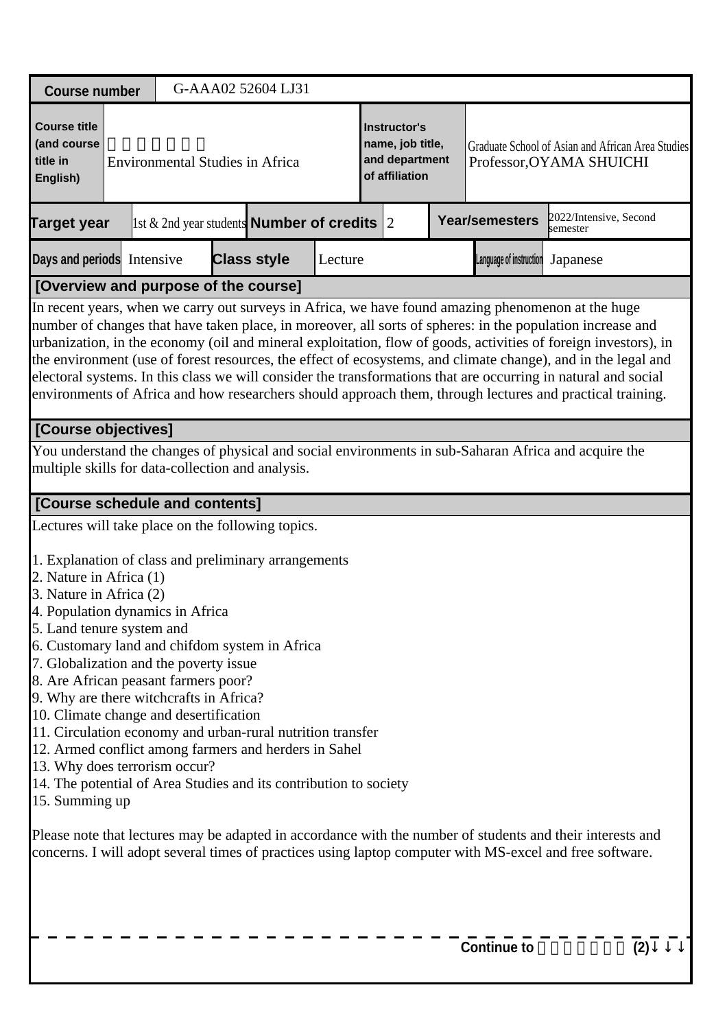| Course number | G-AAA02 52604 LJ31 | | | | | |
|---|---|---|---|---|---|---|
| Course title (and course title in English) | 　　　　　　<br>Environmental Studies in Africa | | | Instructor's name, job title, and department of affiliation | Graduate School of Asian and African Area Studies<br>Professor,OYAMA SHUICHI | |
| Target year | 1st & 2nd year students | Number of credits | 2 | Year/semesters | 2022/Intensive, Second semester | |
| Days and periods | Intensive | Class style | Lecture | Language of instruction | Japanese | |

**[Overview and purpose of the course]**

In recent years, when we carry out surveys in Africa, we have found amazing phenomenon at the huge number of changes that have taken place, in moreover, all sorts of spheres: in the population increase and urbanization, in the economy (oil and mineral exploitation, flow of goods, activities of foreign investors), in the environment (use of forest resources, the effect of ecosystems, and climate change), and in the legal and electoral systems. In this class we will consider the transformations that are occurring in natural and social environments of Africa and how researchers should approach them, through lectures and practical training.

**[Course objectives]**

You understand the changes of physical and social environments in sub-Saharan Africa and acquire the multiple skills for data-collection and analysis.

**[Course schedule and contents]**

Lectures will take place on the following topics.

1. Explanation of class and preliminary arrangements
2. Nature in Africa (1)
3. Nature in Africa (2)
4. Population dynamics in Africa
5. Land tenure system and
6. Customary land and chifdom system in Africa
7. Globalization and the poverty issue
8. Are African peasant farmers poor?
9. Why are there witchcrafts in Africa?
10. Climate change and desertification
11. Circulation economy and urban-rural nutrition transfer
12. Armed conflict among farmers and herders in Sahel
13. Why does terrorism occur?
14. The potential of Area Studies and its contribution to society
15. Summing up

Please note that lectures may be adapted in accordance with the number of students and their interests and concerns. I will adopt several times of practices using laptop computer with MS-excel and free software.

Continue to 　　　　　　 (2)↓↓↓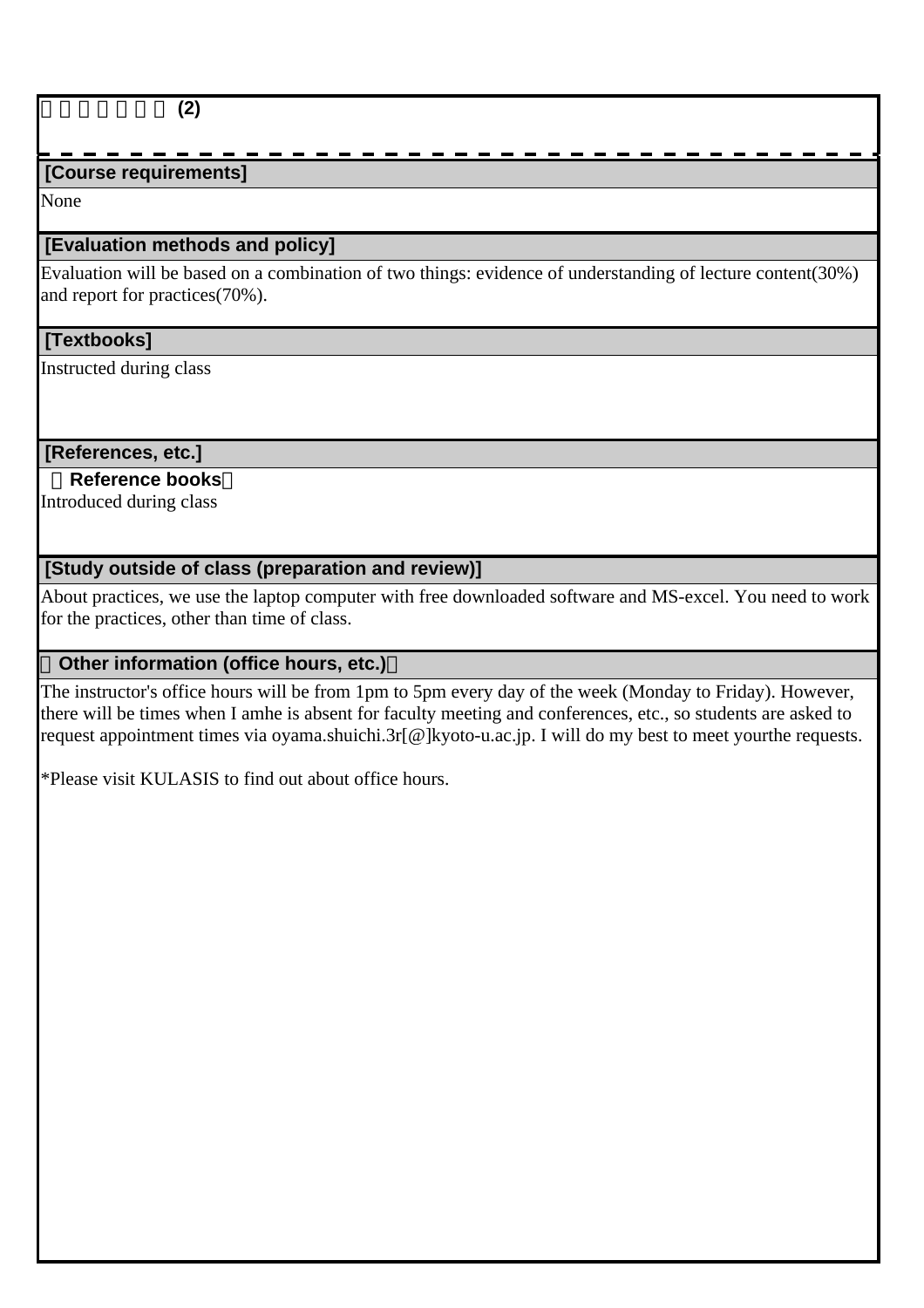□□□□□□ (2)

## [Course requirements]

None

## [Evaluation methods and policy]

Evaluation will be based on a combination of two things: evidence of understanding of lecture content(30%) and report for practices(70%).

## [Textbooks]

Instructed during class

## [References, etc.]

**（Reference books）**

Introduced during class

## [Study outside of class (preparation and review)]

About practices, we use the laptop computer with free downloaded software and MS-excel. You need to work for the practices, other than time of class.

## （Other information (office hours, etc.)）

The instructor's office hours will be from 1pm to 5pm every day of the week (Monday to Friday). However, there will be times when I amhe is absent for faculty meeting and conferences, etc., so students are asked to request appointment times via oyama.shuichi.3r[@]kyoto-u.ac.jp. I will do my best to meet yourthe requests.

*Please visit KULASIS to find out about office hours.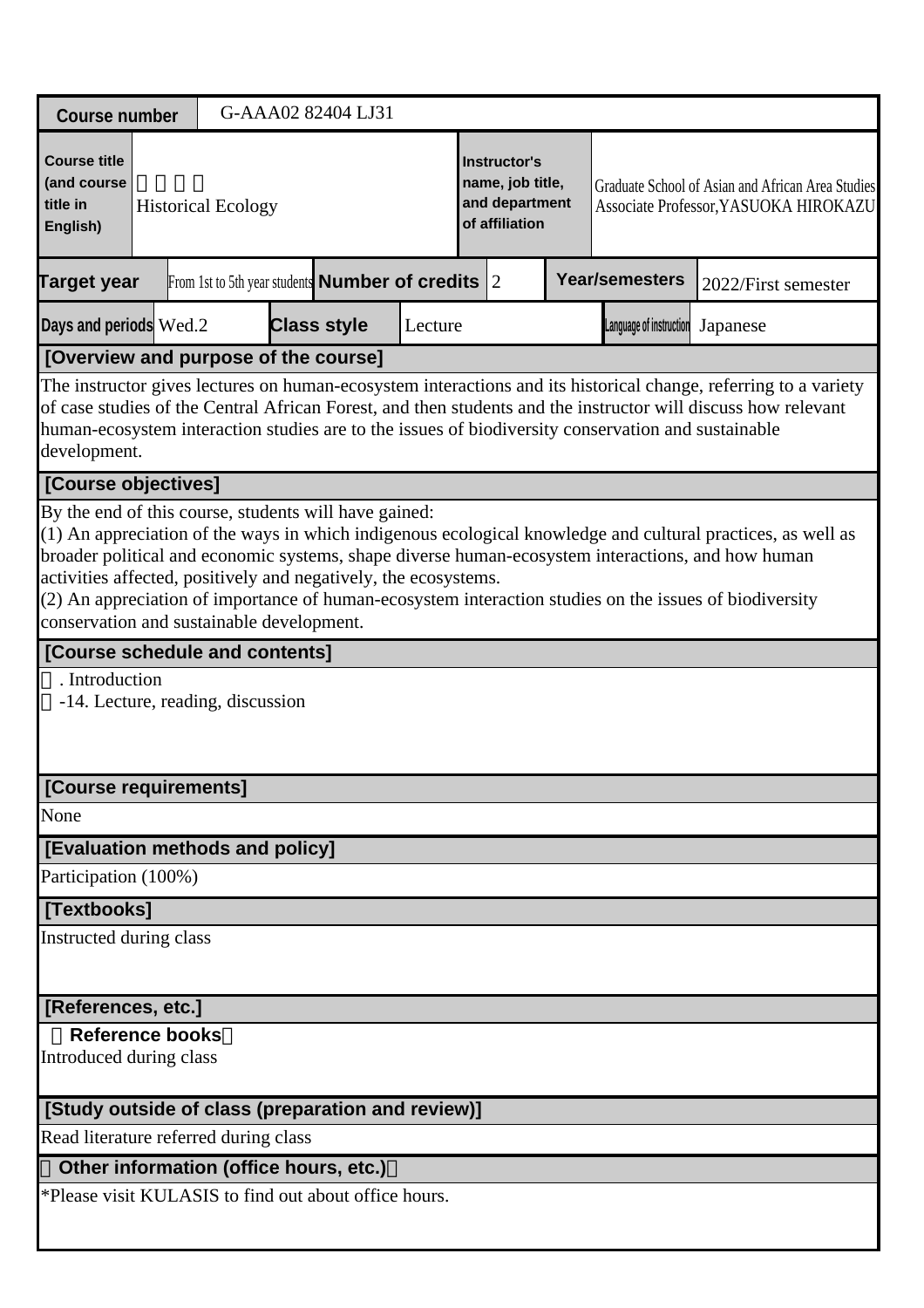| Course number | G-AAA02 82404 LJ31 | | | | | |
|---|---|---|---|---|---|---|
| Course title (and course title in English) | 　　　　<br>Historical Ecology | | | Instructor's name, job title, and department of affiliation | Graduate School of Asian and African Area Studies<br>Associate Professor,YASUOKA HIROKAZU | |
| Target year | From 1st to 5th year students | Number of credits | 2 | Year/semesters | 2022/First semester | |
| Days and periods | Wed.2 | Class style | Lecture | Language of instruction | Japanese | |

**[Overview and purpose of the course]**

The instructor gives lectures on human-ecosystem interactions and its historical change, referring to a variety of case studies of the Central African Forest, and then students and the instructor will discuss how relevant human-ecosystem interaction studies are to the issues of biodiversity conservation and sustainable development.

**[Course objectives]**

By the end of this course, students will have gained:
(1) An appreciation of the ways in which indigenous ecological knowledge and cultural practices, as well as broader political and economic systems, shape diverse human-ecosystem interactions, and how human activities affected, positively and negatively, the ecosystems.
(2) An appreciation of importance of human-ecosystem interaction studies on the issues of biodiversity conservation and sustainable development.

**[Course schedule and contents]**

. Introduction
-14. Lecture, reading, discussion

**[Course requirements]**

None

**[Evaluation methods and policy]**

Participation (100%)

**[Textbooks]**

Instructed during class

**[References, etc.]**

**Reference books**
Introduced during class

**[Study outside of class (preparation and review)]**

Read literature referred during class

**Other information (office hours, etc.)**

*Please visit KULASIS to find out about office hours.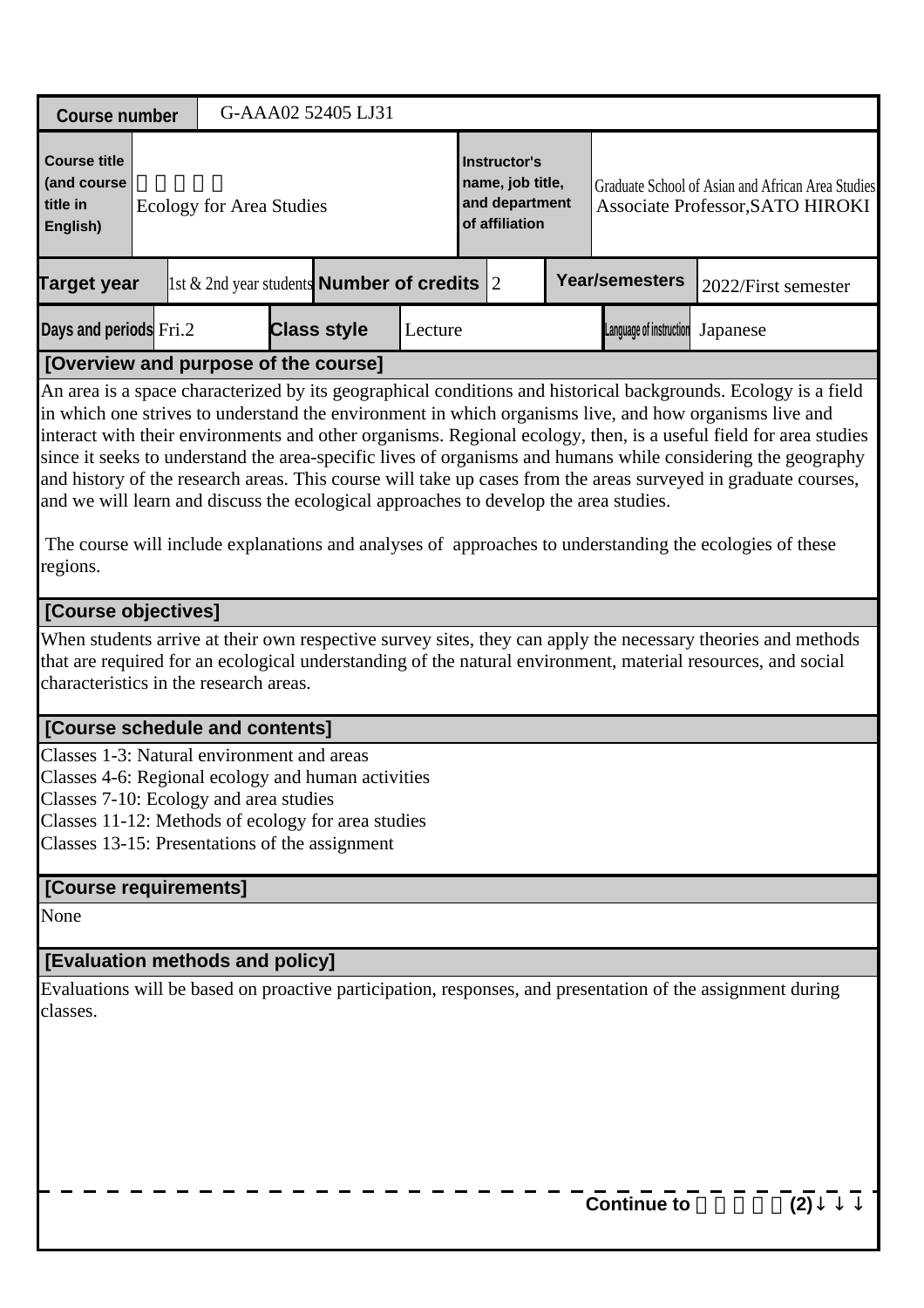| Course number | G-AAA02 52405 LJ31 | | | | | |
|---|---|---|---|---|---|---|
| Course title (and course title in English) | 　　　　　<br>Ecology for Area Studies | | Instructor's name, job title, and department of affiliation | Graduate School of Asian and African Area Studies<br>Associate Professor,SATO HIROKI | | |
| Target year | 1st & 2nd year students | Number of credits | 2 | Year/semesters | 2022/First semester | |
| Days and periods | Fri.2 | Class style | Lecture | Language of instruction | Japanese | |

## [Overview and purpose of the course]

An area is a space characterized by its geographical conditions and historical backgrounds. Ecology is a field in which one strives to understand the environment in which organisms live, and how organisms live and interact with their environments and other organisms. Regional ecology, then, is a useful field for area studies since it seeks to understand the area-specific lives of organisms and humans while considering the geography and history of the research areas. This course will take up cases from the areas surveyed in graduate courses, and we will learn and discuss the ecological approaches to develop the area studies.

The course will include explanations and analyses of approaches to understanding the ecologies of these regions.

## [Course objectives]

When students arrive at their own respective survey sites, they can apply the necessary theories and methods that are required for an ecological understanding of the natural environment, material resources, and social characteristics in the research areas.

## [Course schedule and contents]

Classes 1-3: Natural environment and areas
Classes 4-6: Regional ecology and human activities
Classes 7-10: Ecology and area studies
Classes 11-12: Methods of ecology for area studies
Classes 13-15: Presentations of the assignment

## [Course requirements]

None

## [Evaluation methods and policy]

Evaluations will be based on proactive participation, responses, and presentation of the assignment during classes.

**Continue to 　　　　　(2)↓↓↓**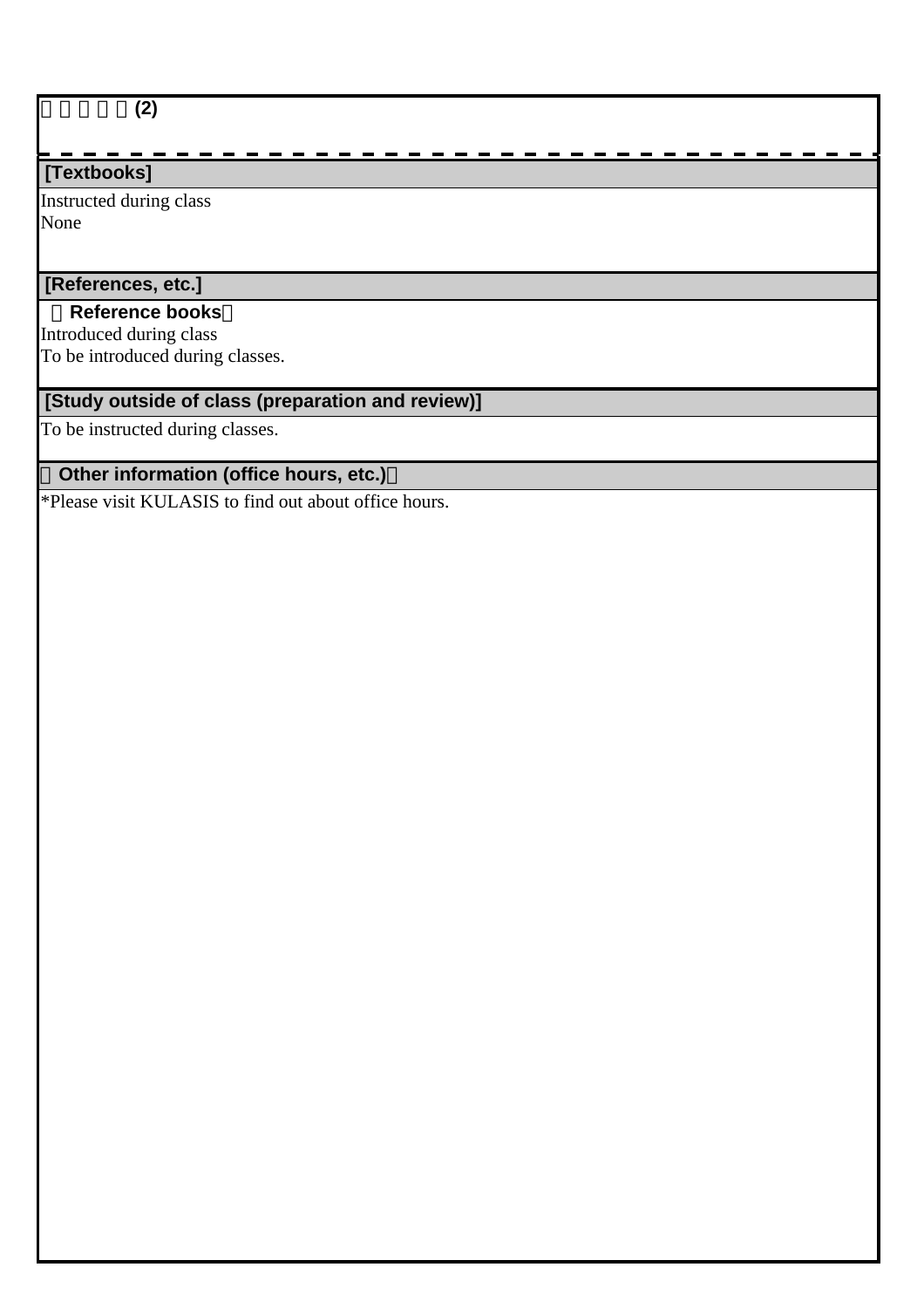□□□□□(2)

## [Textbooks]

Instructed during class
None

## [References, etc.]

**［Reference books］**

Introduced during class
To be introduced during classes.

## [Study outside of class (preparation and review)]

To be instructed during classes.

## ［Other information (office hours, etc.)］

*Please visit KULASIS to find out about office hours.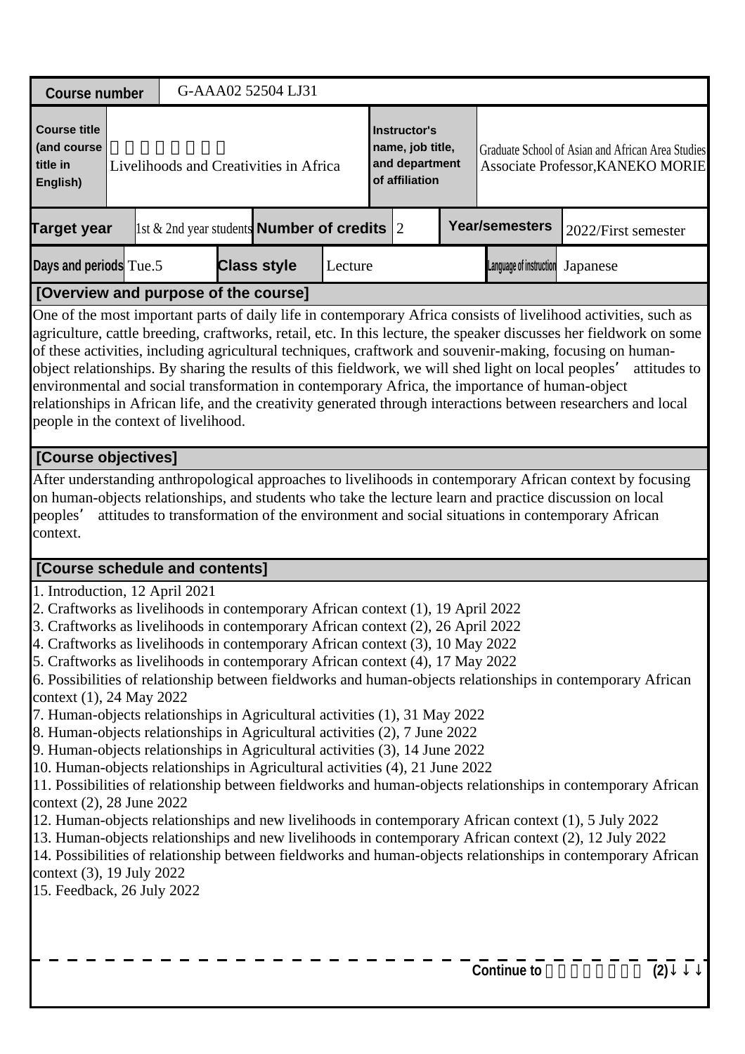| Course number | G-AAA02 52504 LJ31 | | | | | | |
|---|---|---|---|---|---|---|---|
| Course title (and course title in English) | 　　　　　　　　<br>Livelihoods and Creativities in Africa | | | Instructor's name, job title, and department of affiliation | Graduate School of Asian and African Area Studies<br>Associate Professor,KANEKO MORIE | | |
| Target year | 1st & 2nd year students | Number of credits | 2 | Year/semesters | 2022/First semester | | |
| Days and periods | Tue.5 | Class style | Lecture | Language of instruction | Japanese | | |

## [Overview and purpose of the course]

One of the most important parts of daily life in contemporary Africa consists of livelihood activities, such as agriculture, cattle breeding, craftworks, retail, etc. In this lecture, the speaker discusses her fieldwork on some of these activities, including agricultural techniques, craftwork and souvenir-making, focusing on human-object relationships. By sharing the results of this fieldwork, we will shed light on local peoples’ attitudes to environmental and social transformation in contemporary Africa, the importance of human-object relationships in African life, and the creativity generated through interactions between researchers and local people in the context of livelihood.

## [Course objectives]

After understanding anthropological approaches to livelihoods in contemporary African context by focusing on human-objects relationships, and students who take the lecture learn and practice discussion on local peoples’ attitudes to transformation of the environment and social situations in contemporary African context.

## [Course schedule and contents]

1. Introduction, 12 April 2021
2. Craftworks as livelihoods in contemporary African context (1), 19 April 2022
3. Craftworks as livelihoods in contemporary African context (2), 26 April 2022
4. Craftworks as livelihoods in contemporary African context (3), 10 May 2022
5. Craftworks as livelihoods in contemporary African context (4), 17 May 2022
6. Possibilities of relationship between fieldworks and human-objects relationships in contemporary African context (1), 24 May 2022
7. Human-objects relationships in Agricultural activities (1), 31 May 2022
8. Human-objects relationships in Agricultural activities (2), 7 June 2022
9. Human-objects relationships in Agricultural activities (3), 14 June 2022
10. Human-objects relationships in Agricultural activities (4), 21 June 2022
11. Possibilities of relationship between fieldworks and human-objects relationships in contemporary African context (2), 28 June 2022
12. Human-objects relationships and new livelihoods in contemporary African context (1), 5 July 2022
13. Human-objects relationships and new livelihoods in contemporary African context (2), 12 July 2022
14. Possibilities of relationship between fieldworks and human-objects relationships in contemporary African context (3), 19 July 2022
15. Feedback, 26 July 2022

Continue to 　　　　　　(2)↓↓↓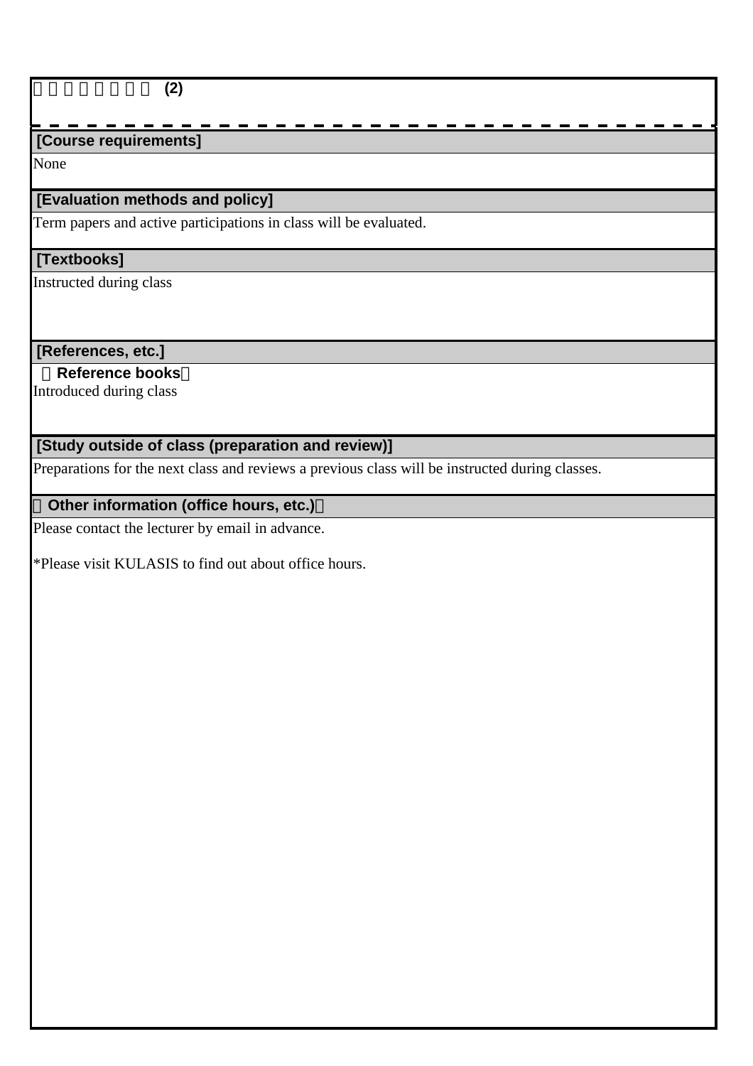□□□□□□□ (2)

## [Course requirements]

None

## [Evaluation methods and policy]

Term papers and active participations in class will be evaluated.

## [Textbooks]

Instructed during class

## [References, etc.]

**（Reference books）**

Introduced during class

## [Study outside of class (preparation and review)]

Preparations for the next class and reviews a previous class will be instructed during classes.

## （Other information (office hours, etc.)）

Please contact the lecturer by email in advance.

*Please visit KULASIS to find out about office hours.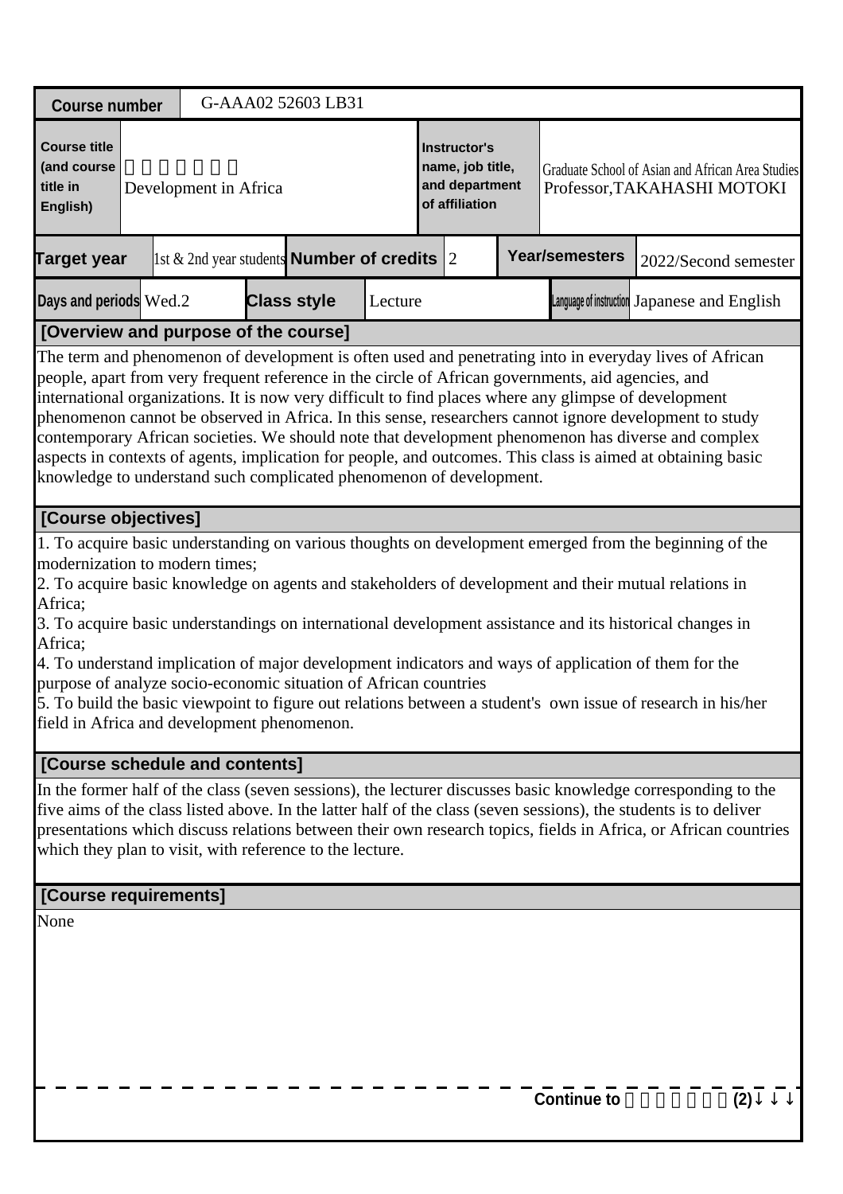| Course number | G-AAA02 52603 LB31 | | |
|---|---|---|---|
| Course title (and course title in English) | Development in Africa | Instructor's name, job title, and department of affiliation | Graduate School of Asian and African Area Studies Professor,TAKAHASHI MOTOKI |

| Target year | 1st & 2nd year students | Number of credits | 2 | Year/semesters | 2022/Second semester |
|---|---|---|---|---|---|
| Days and periods | Wed.2 | Class style | Lecture | Language of instruction | Japanese and English |

## [Overview and purpose of the course]

The term and phenomenon of development is often used and penetrating into in everyday lives of African people, apart from very frequent reference in the circle of African governments, aid agencies, and international organizations. It is now very difficult to find places where any glimpse of development phenomenon cannot be observed in Africa. In this sense, researchers cannot ignore development to study contemporary African societies. We should note that development phenomenon has diverse and complex aspects in contexts of agents, implication for people, and outcomes. This class is aimed at obtaining basic knowledge to understand such complicated phenomenon of development.

## [Course objectives]

1. To acquire basic understanding on various thoughts on development emerged from the beginning of the modernization to modern times;
2. To acquire basic knowledge on agents and stakeholders of development and their mutual relations in Africa;
3. To acquire basic understandings on international development assistance and its historical changes in Africa;
4. To understand implication of major development indicators and ways of application of them for the purpose of analyze socio-economic situation of African countries
5. To build the basic viewpoint to figure out relations between a student's own issue of research in his/her field in Africa and development phenomenon.

## [Course schedule and contents]

In the former half of the class (seven sessions), the lecturer discusses basic knowledge corresponding to the five aims of the class listed above. In the latter half of the class (seven sessions), the students is to deliver presentations which discuss relations between their own research topics, fields in Africa, or African countries which they plan to visit, with reference to the lecture.

## [Course requirements]

None

Continue to (2)↓↓↓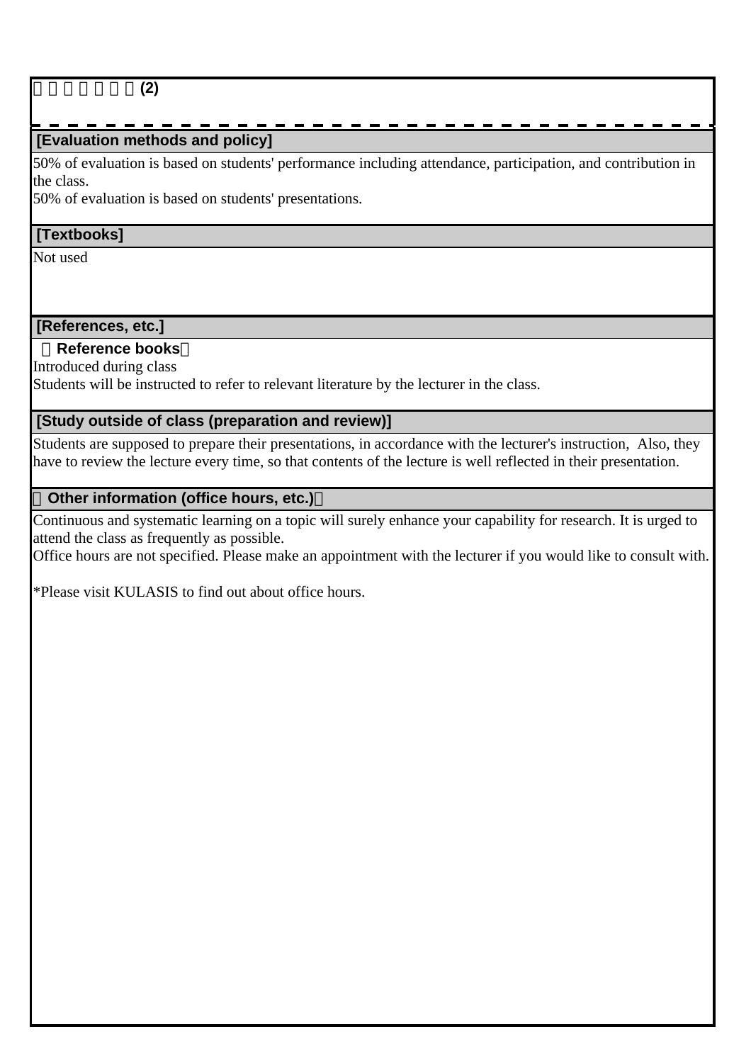□□□□□□(2)

## [Evaluation methods and policy]

50% of evaluation is based on students' performance including attendance, participation, and contribution in the class.
50% of evaluation is based on students' presentations.

## [Textbooks]

Not used

## [References, etc.]

**（Reference books）**

Introduced during class
Students will be instructed to refer to relevant literature by the lecturer in the class.

## [Study outside of class (preparation and review)]

Students are supposed to prepare their presentations, in accordance with the lecturer's instruction,  Also, they have to review the lecture every time, so that contents of the lecture is well reflected in their presentation.

## （Other information (office hours, etc.)）

Continuous and systematic learning on a topic will surely enhance your capability for research. It is urged to attend the class as frequently as possible.
Office hours are not specified. Please make an appointment with the lecturer if you would like to consult with.

*Please visit KULASIS to find out about office hours.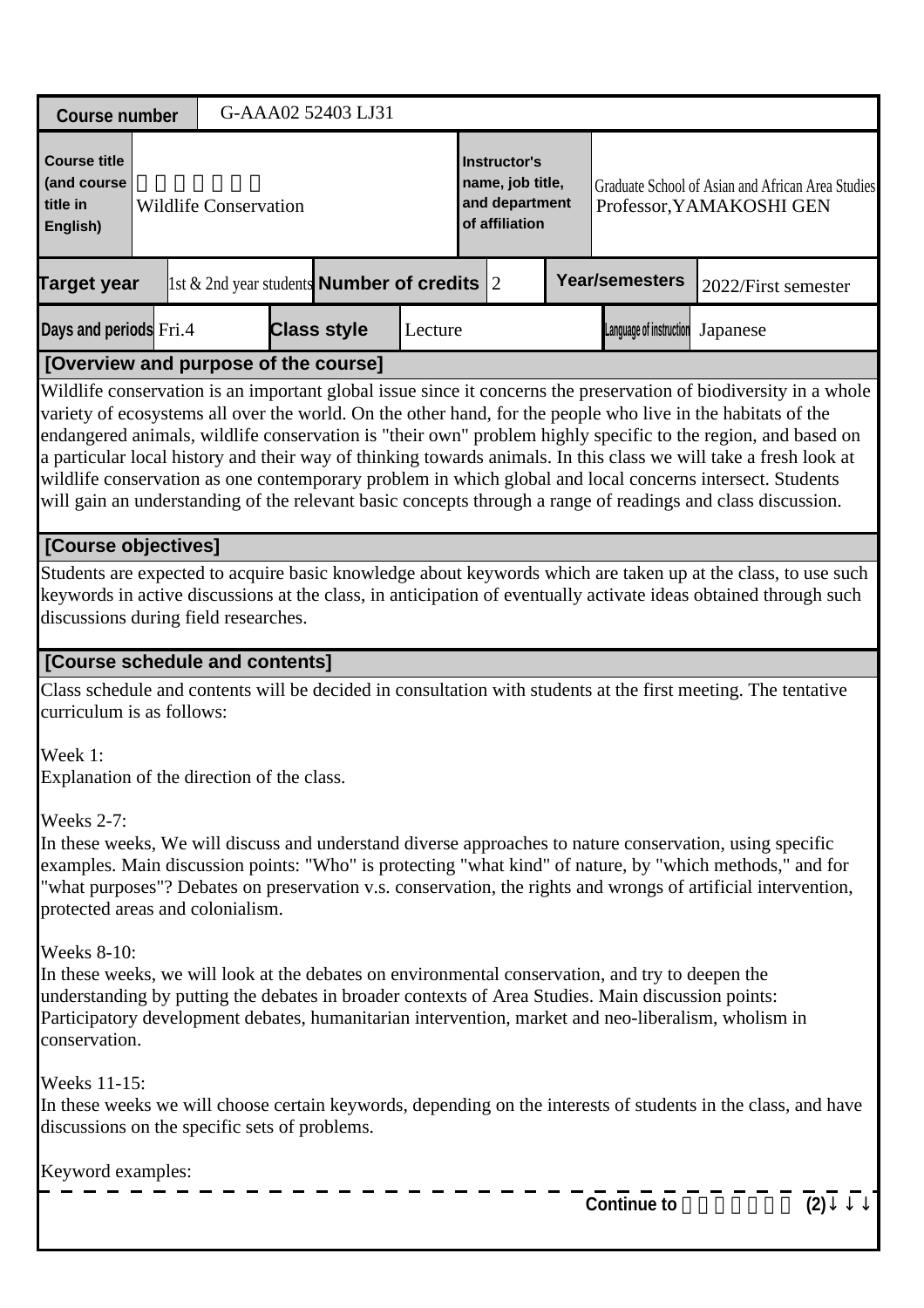| Course number | G-AAA02 52403 LJ31 | | | | | | |
|---|---|---|---|---|---|---|---|
| Course title (and course title in English) | 野生動物保全論<br>Wildlife Conservation | | | Instructor's name, job title, and department of affiliation | Graduate School of Asian and African Area Studies<br>Professor,YAMAKOSHI GEN | | |
| Target year | 1st & 2nd year students | Number of credits | 2 | Year/semesters | 2022/First semester | | |
| Days and periods | Fri.4 | Class style | Lecture | Language of instruction | Japanese | | |

**[Overview and purpose of the course]**

Wildlife conservation is an important global issue since it concerns the preservation of biodiversity in a whole variety of ecosystems all over the world. On the other hand, for the people who live in the habitats of the endangered animals, wildlife conservation is "their own" problem highly specific to the region, and based on a particular local history and their way of thinking towards animals. In this class we will take a fresh look at wildlife conservation as one contemporary problem in which global and local concerns intersect. Students will gain an understanding of the relevant basic concepts through a range of readings and class discussion.

**[Course objectives]**

Students are expected to acquire basic knowledge about keywords which are taken up at the class, to use such keywords in active discussions at the class, in anticipation of eventually activate ideas obtained through such discussions during field researches.

**[Course schedule and contents]**

Class schedule and contents will be decided in consultation with students at the first meeting. The tentative curriculum is as follows:

Week 1:
Explanation of the direction of the class.

Weeks 2-7:
In these weeks, We will discuss and understand diverse approaches to nature conservation, using specific examples. Main discussion points: "Who" is protecting "what kind" of nature, by "which methods," and for "what purposes"? Debates on preservation v.s. conservation, the rights and wrongs of artificial intervention, protected areas and colonialism.

Weeks 8-10:
In these weeks, we will look at the debates on environmental conservation, and try to deepen the understanding by putting the debates in broader contexts of Area Studies. Main discussion points: Participatory development debates, humanitarian intervention, market and neo-liberalism, wholism in conservation.

Weeks 11-15:
In these weeks we will choose certain keywords, depending on the interests of students in the class, and have discussions on the specific sets of problems.

Keyword examples:

Continue to 野生動物保全論(2)↓↓↓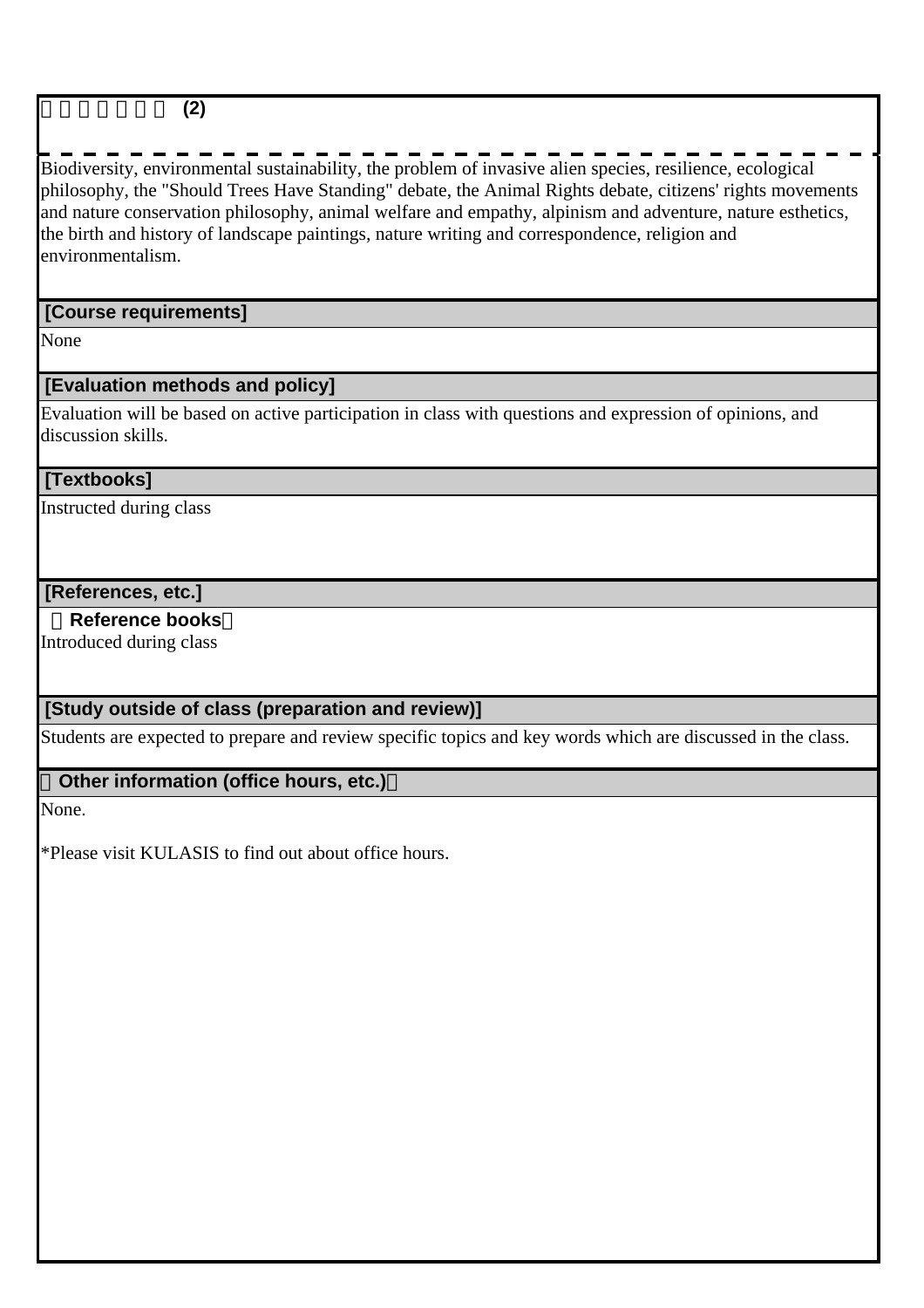□□□□□□□ (2)

Biodiversity, environmental sustainability, the problem of invasive alien species, resilience, ecological philosophy, the "Should Trees Have Standing" debate, the Animal Rights debate, citizens' rights movements and nature conservation philosophy, animal welfare and empathy, alpinism and adventure, nature esthetics, the birth and history of landscape paintings, nature writing and correspondence, religion and environmentalism.

## [Course requirements]

None

## [Evaluation methods and policy]

Evaluation will be based on active participation in class with questions and expression of opinions, and discussion skills.

## [Textbooks]

Instructed during class

## [References, etc.]

**（Reference books）**

Introduced during class

## [Study outside of class (preparation and review)]

Students are expected to prepare and review specific topics and key words which are discussed in the class.

## （Other information (office hours, etc.)）

None.

*Please visit KULASIS to find out about office hours.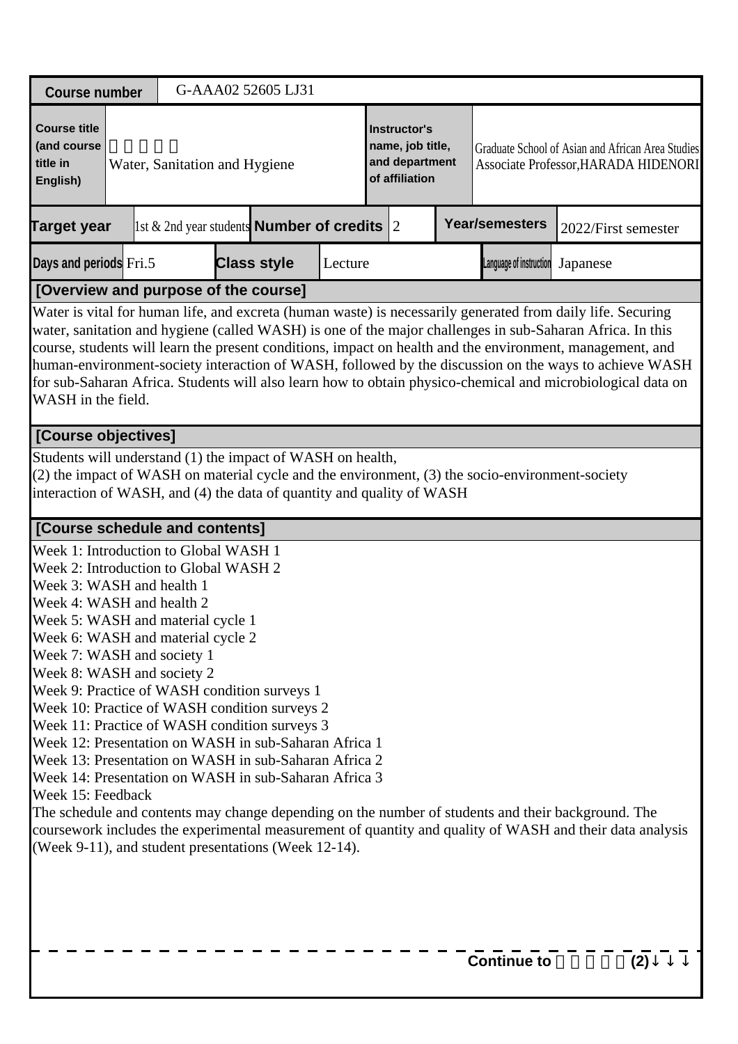| Course number | G-AAA02 52605 LJ31 | | | | | |
|---|---|---|---|---|---|---|
| Course title (and course title in English) | 　　　　　<br>Water, Sanitation and Hygiene | | | Instructor's name, job title, and department of affiliation | Graduate School of Asian and African Area Studies<br>Associate Professor,HARADA HIDENORI | |
| Target year | 1st & 2nd year students | Number of credits | 2 | Year/semesters | 2022/First semester | |
| Days and periods | Fri.5 | Class style | Lecture | Language of instruction | Japanese | |

**[Overview and purpose of the course]**

Water is vital for human life, and excreta (human waste) is necessarily generated from daily life. Securing water, sanitation and hygiene (called WASH) is one of the major challenges in sub-Saharan Africa. In this course, students will learn the present conditions, impact on health and the environment, management, and human-environment-society interaction of WASH, followed by the discussion on the ways to achieve WASH for sub-Saharan Africa. Students will also learn how to obtain physico-chemical and microbiological data on WASH in the field.

**[Course objectives]**

Students will understand (1) the impact of WASH on health,
(2) the impact of WASH on material cycle and the environment, (3) the socio-environment-society interaction of WASH, and (4) the data of quantity and quality of WASH

**[Course schedule and contents]**

Week 1: Introduction to Global WASH 1
Week 2: Introduction to Global WASH 2
Week 3: WASH and health 1
Week 4: WASH and health 2
Week 5: WASH and material cycle 1
Week 6: WASH and material cycle 2
Week 7: WASH and society 1
Week 8: WASH and society 2
Week 9: Practice of WASH condition surveys 1
Week 10: Practice of WASH condition surveys 2
Week 11: Practice of WASH condition surveys 3
Week 12: Presentation on WASH in sub-Saharan Africa 1
Week 13: Presentation on WASH in sub-Saharan Africa 2
Week 14: Presentation on WASH in sub-Saharan Africa 3
Week 15: Feedback
The schedule and contents may change depending on the number of students and their background. The coursework includes the experimental measurement of quantity and quality of WASH and their data analysis (Week 9-11), and student presentations (Week 12-14).

Continue to 　　　　　(2)↓↓↓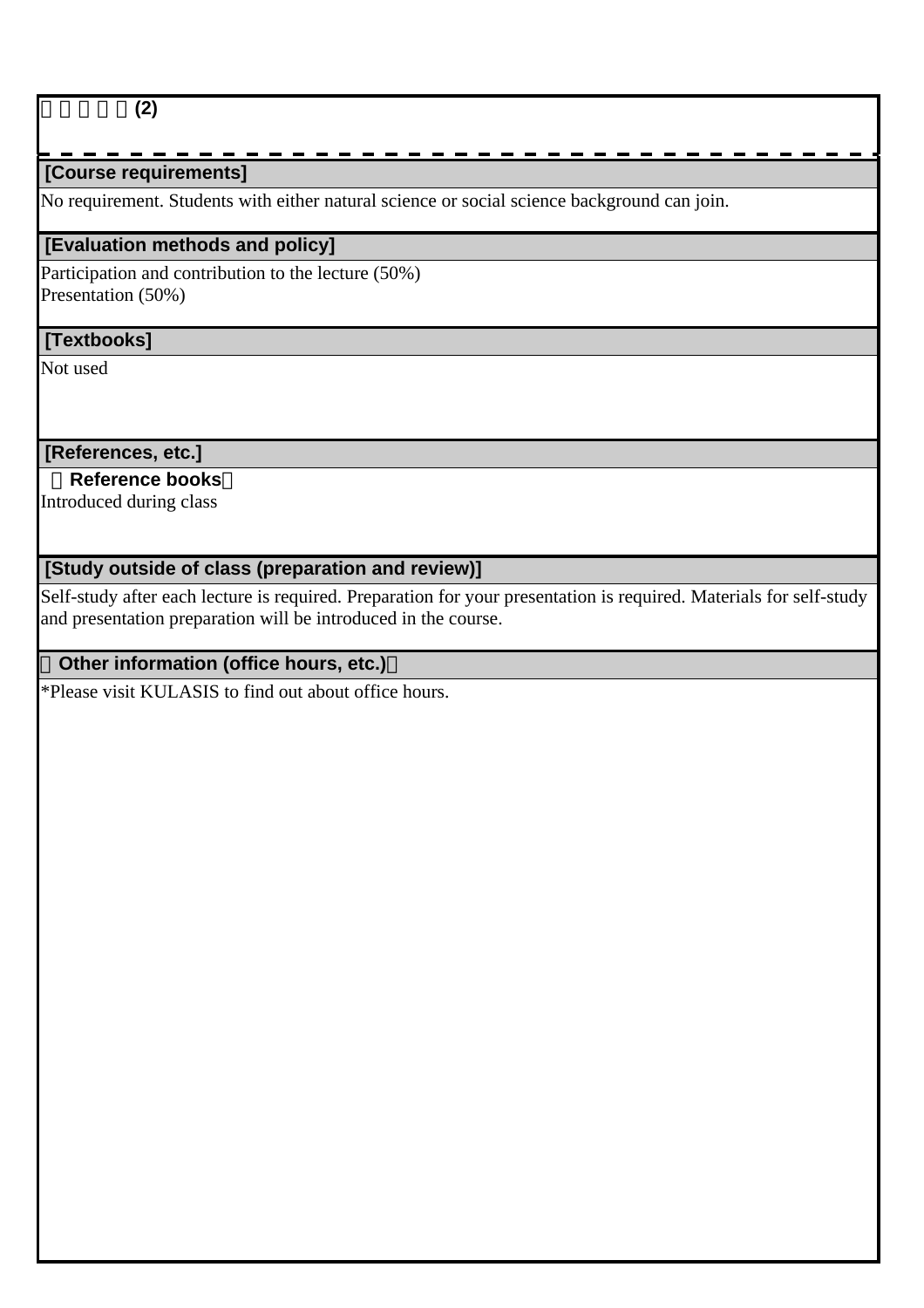□□□□□(2)

## [Course requirements]

No requirement. Students with either natural science or social science background can join.

## [Evaluation methods and policy]

Participation and contribution to the lecture (50%)
Presentation (50%)

## [Textbooks]

Not used

## [References, etc.]

**□Reference books□**

Introduced during class

## [Study outside of class (preparation and review)]

Self-study after each lecture is required. Preparation for your presentation is required. Materials for self-study and presentation preparation will be introduced in the course.

## □Other information (office hours, etc.)□

*Please visit KULASIS to find out about office hours.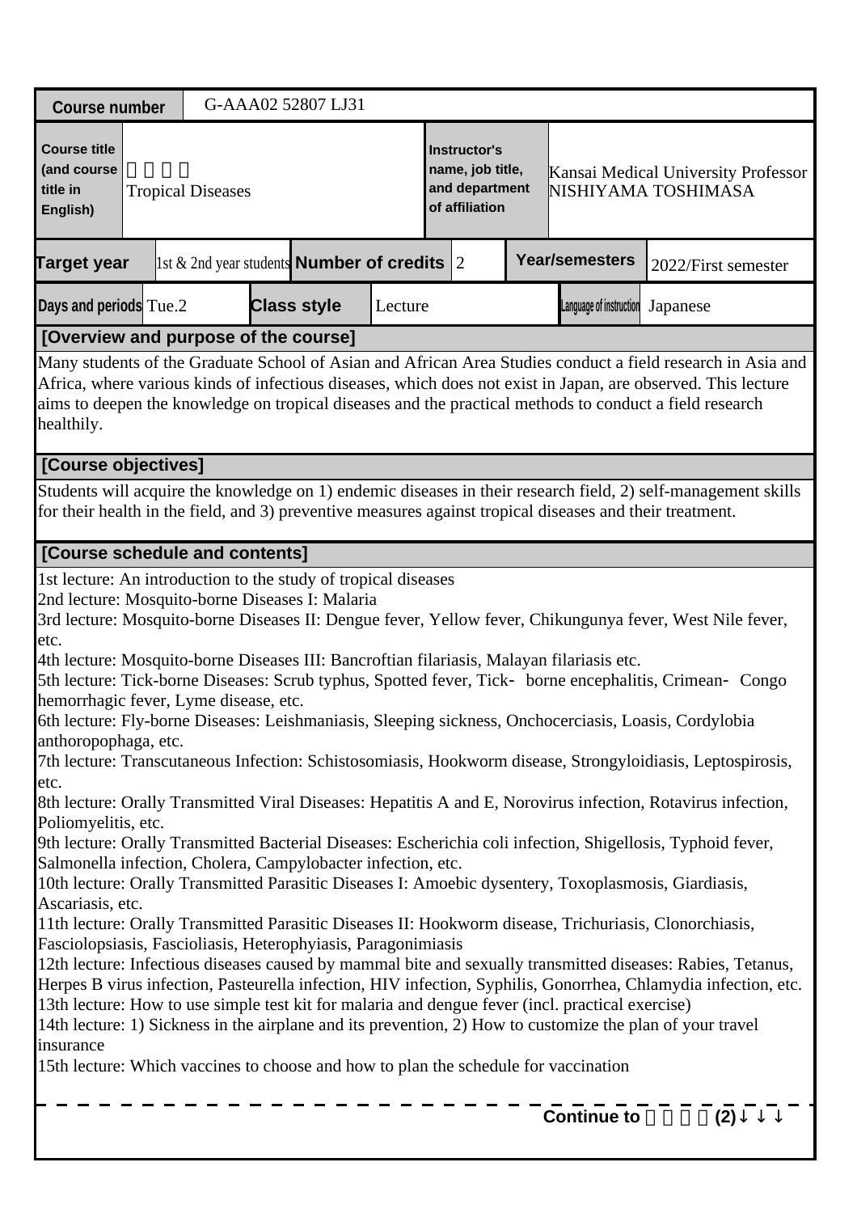| Course number | G-AAA02 52807 LJ31 | | | | | | |
|---|---|---|---|---|---|---|---|
| Course title (and course title in English) | 熱帯医学 Tropical Diseases | | | Instructor's name, job title, and department of affiliation | Kansai Medical University Professor NISHIYAMA TOSHIMASA | | |
| Target year | 1st & 2nd year students | Number of credits | 2 | Year/semesters | 2022/First semester | | |
| Days and periods | Tue.2 | Class style | Lecture | Language of instruction | Japanese | | |

**[Overview and purpose of the course]**

Many students of the Graduate School of Asian and African Area Studies conduct a field research in Asia and Africa, where various kinds of infectious diseases, which does not exist in Japan, are observed. This lecture aims to deepen the knowledge on tropical diseases and the practical methods to conduct a field research healthily.

**[Course objectives]**

Students will acquire the knowledge on 1) endemic diseases in their research field, 2) self-management skills for their health in the field, and 3) preventive measures against tropical diseases and their treatment.

**[Course schedule and contents]**

1st lecture: An introduction to the study of tropical diseases
2nd lecture: Mosquito-borne Diseases I: Malaria
3rd lecture: Mosquito-borne Diseases II: Dengue fever, Yellow fever, Chikungunya fever, West Nile fever, etc.
4th lecture: Mosquito-borne Diseases III: Bancroftian filariasis, Malayan filariasis etc.
5th lecture: Tick-borne Diseases: Scrub typhus, Spotted fever, Tick‐ borne encephalitis, Crimean‐ Congo hemorrhagic fever, Lyme disease, etc.
6th lecture: Fly-borne Diseases: Leishmaniasis, Sleeping sickness, Onchocerciasis, Loasis, Cordylobia anthoropophaga, etc.
7th lecture: Transcutaneous Infection: Schistosomiasis, Hookworm disease, Strongyloidiasis, Leptospirosis, etc.
8th lecture: Orally Transmitted Viral Diseases: Hepatitis A and E, Norovirus infection, Rotavirus infection, Poliomyelitis, etc.
9th lecture: Orally Transmitted Bacterial Diseases: Escherichia coli infection, Shigellosis, Typhoid fever, Salmonella infection, Cholera, Campylobacter infection, etc.
10th lecture: Orally Transmitted Parasitic Diseases I: Amoebic dysentery, Toxoplasmosis, Giardiasis, Ascariasis, etc.
11th lecture: Orally Transmitted Parasitic Diseases II: Hookworm disease, Trichuriasis, Clonorchiasis, Fasciolopsiasis, Fascioliasis, Heterophyiasis, Paragonimiasis
12th lecture: Infectious diseases caused by mammal bite and sexually transmitted diseases: Rabies, Tetanus, Herpes B virus infection, Pasteurella infection, HIV infection, Syphilis, Gonorrhea, Chlamydia infection, etc.
13th lecture: How to use simple test kit for malaria and dengue fever (incl. practical exercise)
14th lecture: 1) Sickness in the airplane and its prevention, 2) How to customize the plan of your travel insurance
15th lecture: Which vaccines to choose and how to plan the schedule for vaccination

**Continue to 熱帯医学(2)↓↓↓**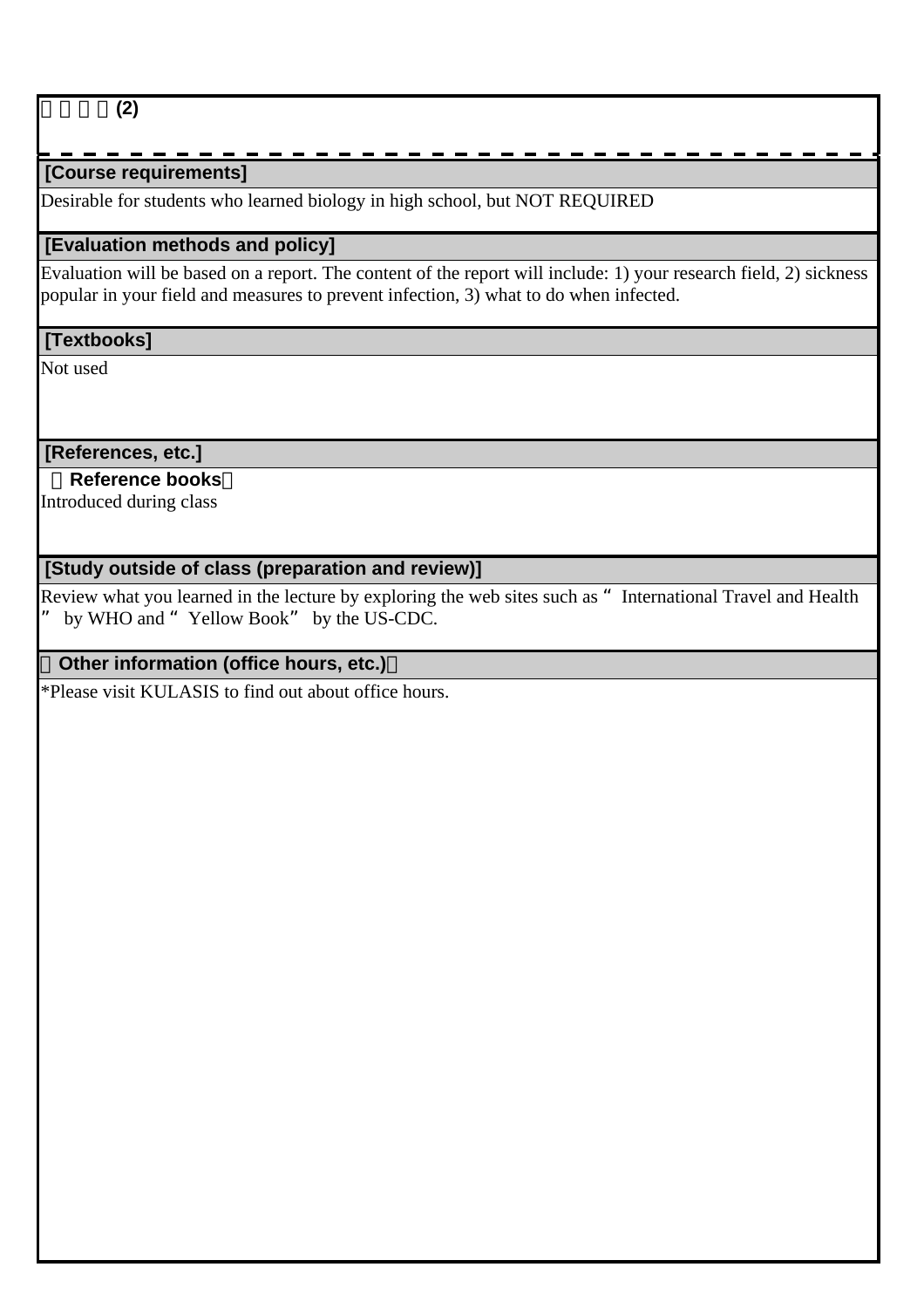□□□□(2)

## [Course requirements]

Desirable for students who learned biology in high school, but NOT REQUIRED

## [Evaluation methods and policy]

Evaluation will be based on a report. The content of the report will include: 1) your research field, 2) sickness popular in your field and measures to prevent infection, 3) what to do when infected.

## [Textbooks]

Not used

## [References, etc.]

**（Reference books）**

Introduced during class

## [Study outside of class (preparation and review)]

Review what you learned in the lecture by exploring the web sites such as “ International Travel and Health ” by WHO and “ Yellow Book” by the US-CDC.

## （Other information (office hours, etc.)）

*Please visit KULASIS to find out about office hours.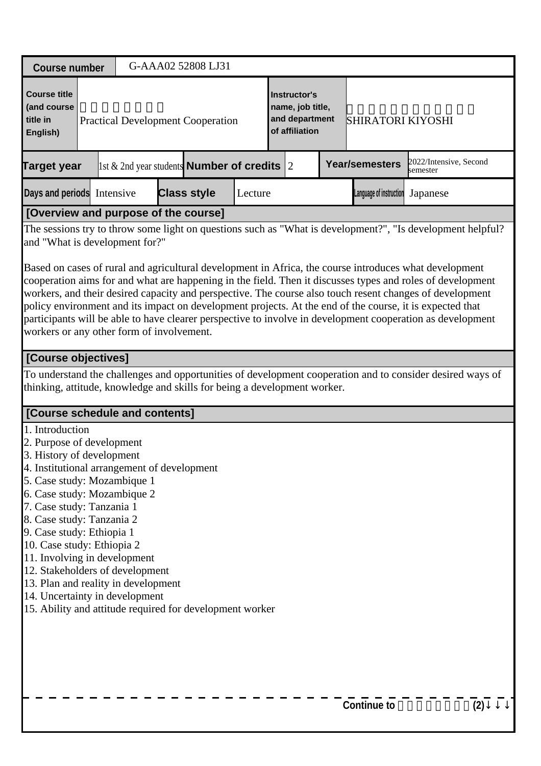| Course number | G-AAA02 52808 LJ31 | | | | | | |
|---|---|---|---|---|---|---|---|
| Course title (and course title in English) | □□□□□□□ Practical Development Cooperation | | | Instructor's name, job title, and department of affiliation | □□□□□□□□□□□ SHIRATORI KIYOSHI | | |
| Target year | 1st & 2nd year students | Number of credits | 2 | Year/semesters | 2022/Intensive, Second semester | | |
| Days and periods | Intensive | Class style | Lecture | Language of instruction | Japanese | | |

## [Overview and purpose of the course]

The sessions try to throw some light on questions such as "What is development?", "Is development helpful? and "What is development for?"

Based on cases of rural and agricultural development in Africa, the course introduces what development cooperation aims for and what are happening in the field. Then it discusses types and roles of development workers, and their desired capacity and perspective. The course also touch resent changes of development policy environment and its impact on development projects. At the end of the course, it is expected that participants will be able to have clearer perspective to involve in development cooperation as development workers or any other form of involvement.

## [Course objectives]

To understand the challenges and opportunities of development cooperation and to consider desired ways of thinking, attitude, knowledge and skills for being a development worker.

## [Course schedule and contents]

1. Introduction
2. Purpose of development
3. History of development
4. Institutional arrangement of development
5. Case study: Mozambique 1
6. Case study: Mozambique 2
7. Case study: Tanzania 1
8. Case study: Tanzania 2
9. Case study: Ethiopia 1
10. Case study: Ethiopia 2
11. Involving in development
12. Stakeholders of development
13. Plan and reality in development
14. Uncertainty in development
15. Ability and attitude required for development worker

**Continue to □□□□□□□(2)↓↓↓**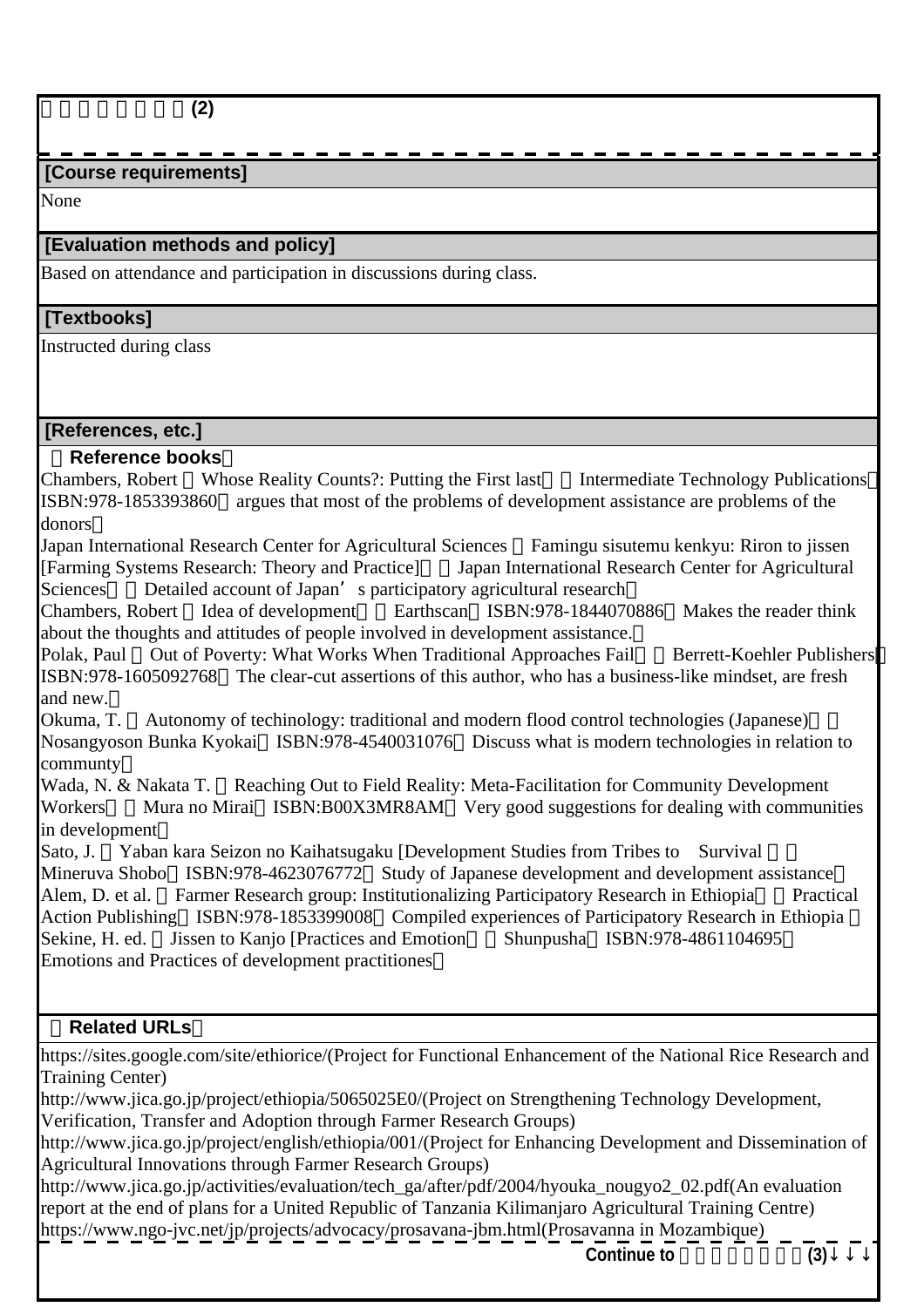□□□□□□□(2)

## [Course requirements]

None

## [Evaluation methods and policy]

Based on attendance and participation in discussions during class.

## [Textbooks]

Instructed during class

## [References, etc.]

**（Reference books）**

Chambers, Robert 『Whose Reality Counts?: Putting the First last』 （Intermediate Technology Publications）ISBN:978-1853393860（argues that most of the problems of development assistance are problems of the donors）

Japan International Research Center for Agricultural Sciences 『Famingu sisutemu kenkyu: Riron to jissen [Farming Systems Research: Theory and Practice]』 （Japan International Research Center for Agricultural Sciences） （Detailed account of Japan's participatory agricultural research）

Chambers, Robert 『Idea of development』 （Earthscan）ISBN:978-1844070886（Makes the reader think about the thoughts and attitudes of people involved in development assistance.）

Polak, Paul 『Out of Poverty: What Works When Traditional Approaches Fail』 （Berrett-Koehler Publishers）ISBN:978-1605092768（The clear-cut assertions of this author, who has a business-like mindset, are fresh and new.）

Okuma, T. 『Autonomy of techinology: traditional and modern flood control technologies (Japanese)』 （Nosangyoson Bunka Kyokai）ISBN:978-4540031076（Discuss what is modern technologies in relation to communty）

Wada, N. & Nakata T. 『Reaching Out to Field Reality: Meta-Facilitation for Community Development Workers』 （Mura no Mirai）ISBN:B00X3MR8AM（Very good suggestions for dealing with communities in development）

Sato, J. 『Yaban kara Seizon no Kaihatsugaku [Development Studies from Tribes to Survival ]』 （Mineruva Shobo）ISBN:978-4623076772（Study of Japanese development and development assistance）

Alem, D. et al. 『Farmer Research group: Institutionalizing Participatory Research in Ethiopia』 （Practical Action Publishing）ISBN:978-1853399008（Compiled experiences of Participatory Research in Ethiopia ）

Sekine, H. ed. 『Jissen to Kanjo [Practices and Emotion]』 （Shunpusha）ISBN:978-4861104695（Emotions and Practices of development practitiones）

**（Related URLs）**

https://sites.google.com/site/ethiorice/(Project for Functional Enhancement of the National Rice Research and Training Center)

http://www.jica.go.jp/project/ethiopia/5065025E0/(Project on Strengthening Technology Development, Verification, Transfer and Adoption through Farmer Research Groups)

http://www.jica.go.jp/project/english/ethiopia/001/(Project for Enhancing Development and Dissemination of Agricultural Innovations through Farmer Research Groups)

http://www.jica.go.jp/activities/evaluation/tech_ga/after/pdf/2004/hyouka_nougyo2_02.pdf(An evaluation report at the end of plans for a United Republic of Tanzania Kilimanjaro Agricultural Training Centre)

https://www.ngo-jvc.net/jp/projects/advocacy/prosavana-jbm.html(Prosavanna in Mozambique)

Continue to □□□□□□□(3)↓↓↓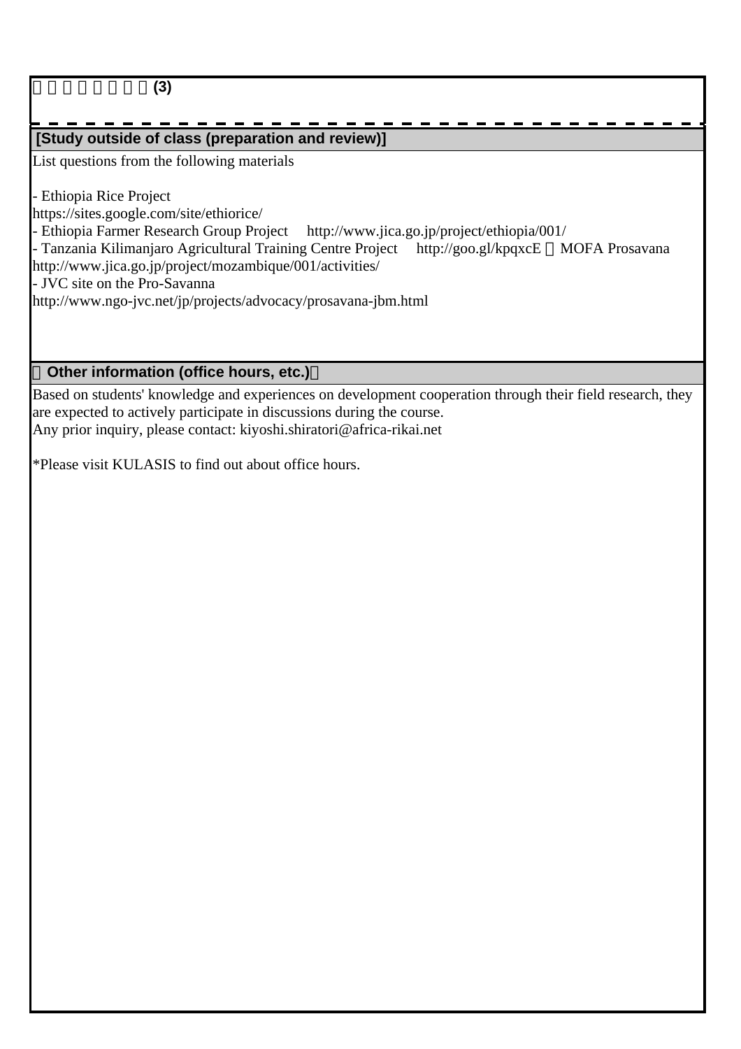□□□□□□□□(3)

## [Study outside of class (preparation and review)]

List questions from the following materials

- Ethiopia Rice Project
https://sites.google.com/site/ethiorice/
- Ethiopia Farmer Research Group Project　 http://www.jica.go.jp/project/ethiopia/001/
- Tanzania Kilimanjaro Agricultural Training Centre Project　 http://goo.gl/kpqxcE □MOFA Prosavana
http://www.jica.go.jp/project/mozambique/001/activities/
- JVC site on the Pro-Savanna
http://www.ngo-jvc.net/jp/projects/advocacy/prosavana-jbm.html

## □Other information (office hours, etc.)□

Based on students' knowledge and experiences on development cooperation through their field research, they are expected to actively participate in discussions during the course.
Any prior inquiry, please contact: kiyoshi.shiratori@africa-rikai.net

*Please visit KULASIS to find out about office hours.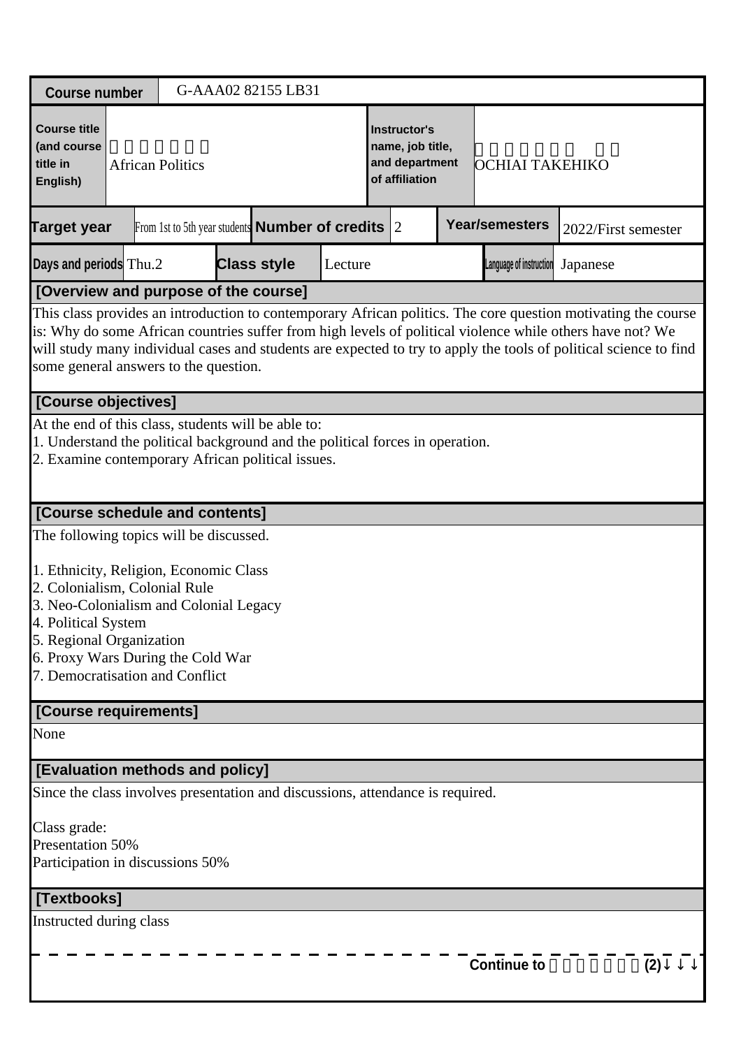| Course number | G-AAA02 82155 LB31 | | |
|---|---|---|---|
| Course title (and course title in English) | African Politics | Instructor's name, job title, and department of affiliation | OCHIAI TAKEHIKO |

| Target year | From 1st to 5th year students | Number of credits | 2 | Year/semesters | 2022/First semester |
|---|---|---|---|---|---|
| Days and periods | Thu.2 | Class style | Lecture | Language of instruction | Japanese |

## [Overview and purpose of the course]

This class provides an introduction to contemporary African politics. The core question motivating the course is: Why do some African countries suffer from high levels of political violence while others have not? We will study many individual cases and students are expected to try to apply the tools of political science to find some general answers to the question.

## [Course objectives]

At the end of this class, students will be able to:
1. Understand the political background and the political forces in operation.
2. Examine contemporary African political issues.

## [Course schedule and contents]

The following topics will be discussed.

1. Ethnicity, Religion, Economic Class
2. Colonialism, Colonial Rule
3. Neo-Colonialism and Colonial Legacy
4. Political System
5. Regional Organization
6. Proxy Wars During the Cold War
7. Democratisation and Conflict

## [Course requirements]

None

## [Evaluation methods and policy]

Since the class involves presentation and discussions, attendance is required.

Class grade:
Presentation 50%
Participation in discussions 50%

## [Textbooks]

Instructed during class

Continue to (2)↓↓↓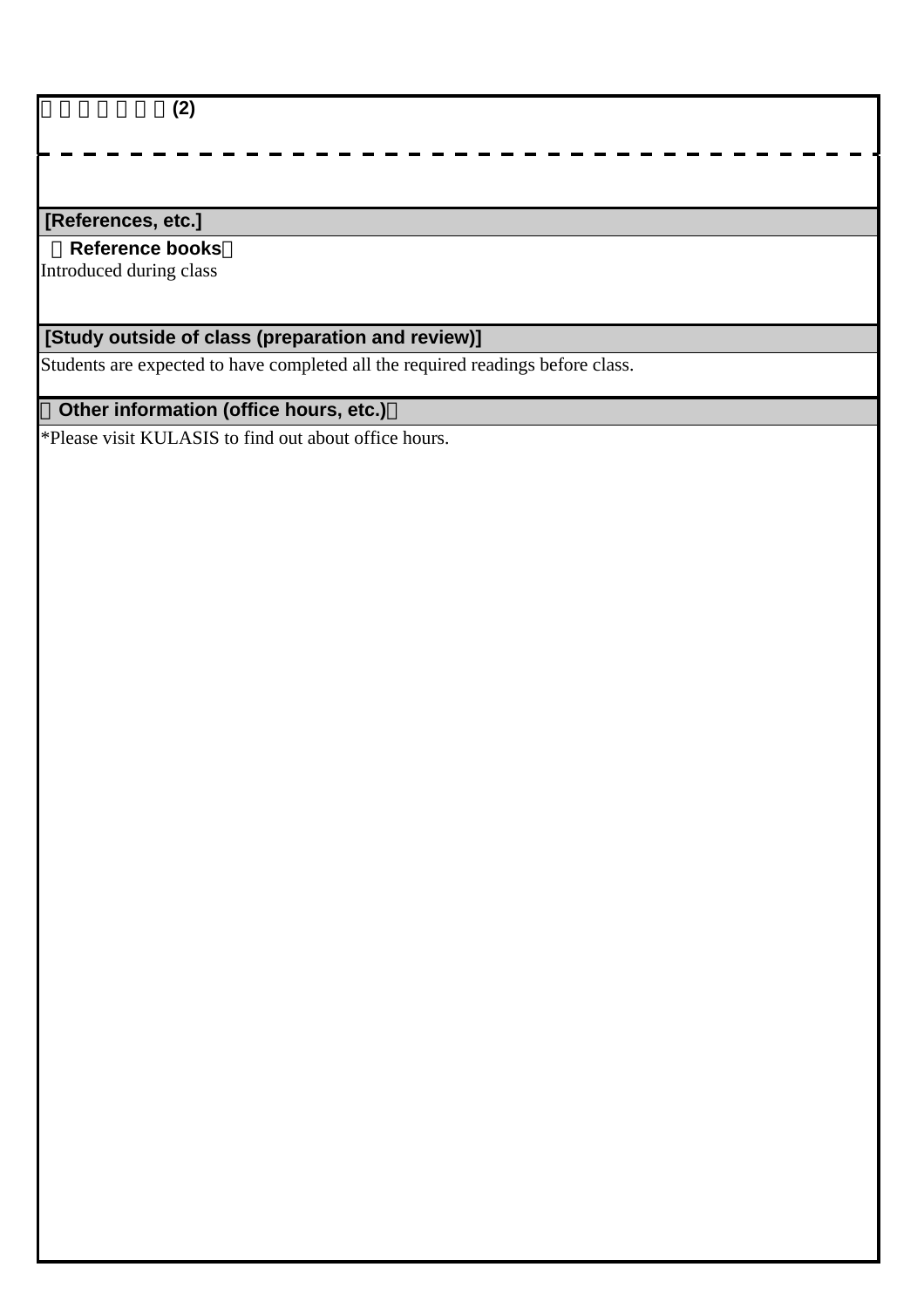□□□□□□□(2)

**[References, etc.]**

**（Reference books）**

Introduced during class

**[Study outside of class (preparation and review)]**

Students are expected to have completed all the required readings before class.

**（Other information (office hours, etc.)）**

*Please visit KULASIS to find out about office hours.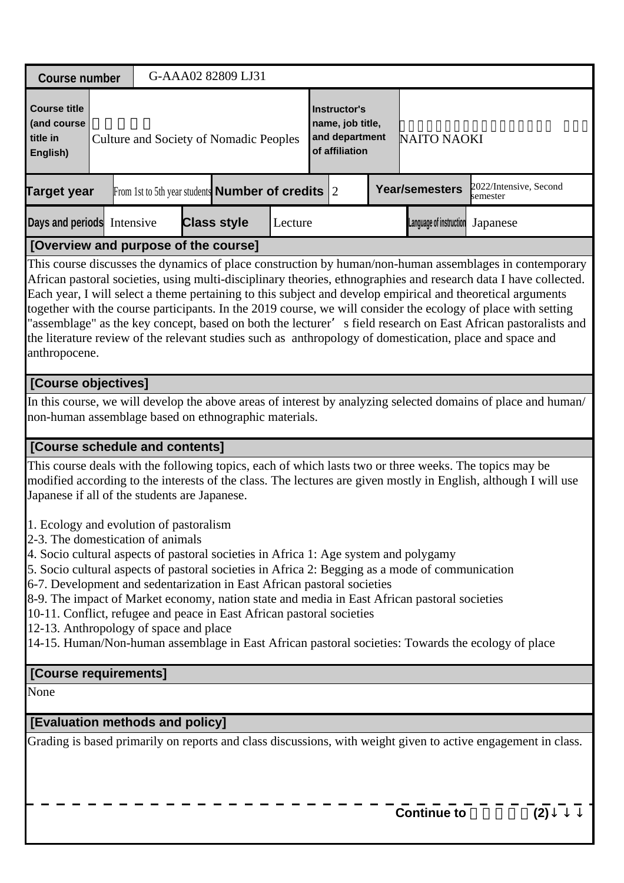| Course number | G-AAA02 82809 LJ31 | | | | | |
|---|---|---|---|---|---|---|
| Course title (and course title in English) | 遊牧民の文化と社会<br>Culture and Society of Nomadic Peoples | | | Instructor's name, job title, and department of affiliation | アジア・アフリカ地域研究研究科 准教授<br>NAITO NAOKI | |
| Target year | From 1st to 5th year students | Number of credits | 2 | Year/semesters | 2022/Intensive, Second semester | |
| Days and periods | Intensive | Class style | Lecture | Language of instruction | Japanese | |

## [Overview and purpose of the course]

This course discusses the dynamics of place construction by human/non-human assemblages in contemporary African pastoral societies, using multi-disciplinary theories, ethnographies and research data I have collected. Each year, I will select a theme pertaining to this subject and develop empirical and theoretical arguments together with the course participants. In the 2019 course, we will consider the ecology of place with setting "assemblage" as the key concept, based on both the lecturer's field research on East African pastoralists and the literature review of the relevant studies such as anthropology of domestication, place and space and anthropocene.

## [Course objectives]

In this course, we will develop the above areas of interest by analyzing selected domains of place and human/ non-human assemblage based on ethnographic materials.

## [Course schedule and contents]

This course deals with the following topics, each of which lasts two or three weeks. The topics may be modified according to the interests of the class. The lectures are given mostly in English, although I will use Japanese if all of the students are Japanese.

1. Ecology and evolution of pastoralism
2-3. The domestication of animals
4. Socio cultural aspects of pastoral societies in Africa 1: Age system and polygamy
5. Socio cultural aspects of pastoral societies in Africa 2: Begging as a mode of communication
6-7. Development and sedentarization in East African pastoral societies
8-9. The impact of Market economy, nation state and media in East African pastoral societies
10-11. Conflict, refugee and peace in East African pastoral societies
12-13. Anthropology of space and place
14-15. Human/Non-human assemblage in East African pastoral societies: Towards the ecology of place

## [Course requirements]

None

## [Evaluation methods and policy]

Grading is based primarily on reports and class discussions, with weight given to active engagement in class.

Continue to 遊牧民の文化と社会(2)↓↓↓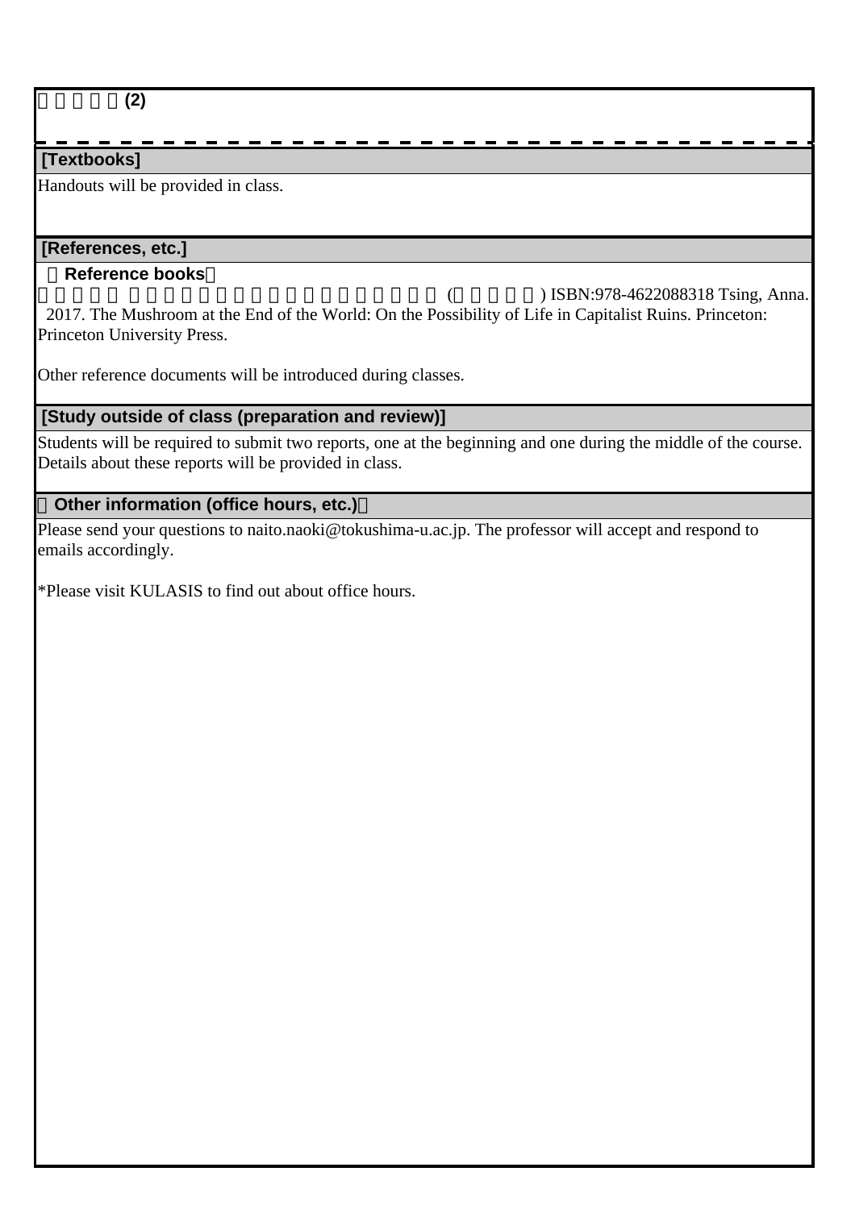**(2)**

## [Textbooks]

Handouts will be provided in class.

## [References, etc.]

**Reference books**

( ) ISBN:978-4622088318 Tsing, Anna. 2017. The Mushroom at the End of the World: On the Possibility of Life in Capitalist Ruins. Princeton: Princeton University Press.

Other reference documents will be introduced during classes.

## [Study outside of class (preparation and review)]

Students will be required to submit two reports, one at the beginning and one during the middle of the course. Details about these reports will be provided in class.

## Other information (office hours, etc.)

Please send your questions to naito.naoki@tokushima-u.ac.jp. The professor will accept and respond to emails accordingly.

*Please visit KULASIS to find out about office hours.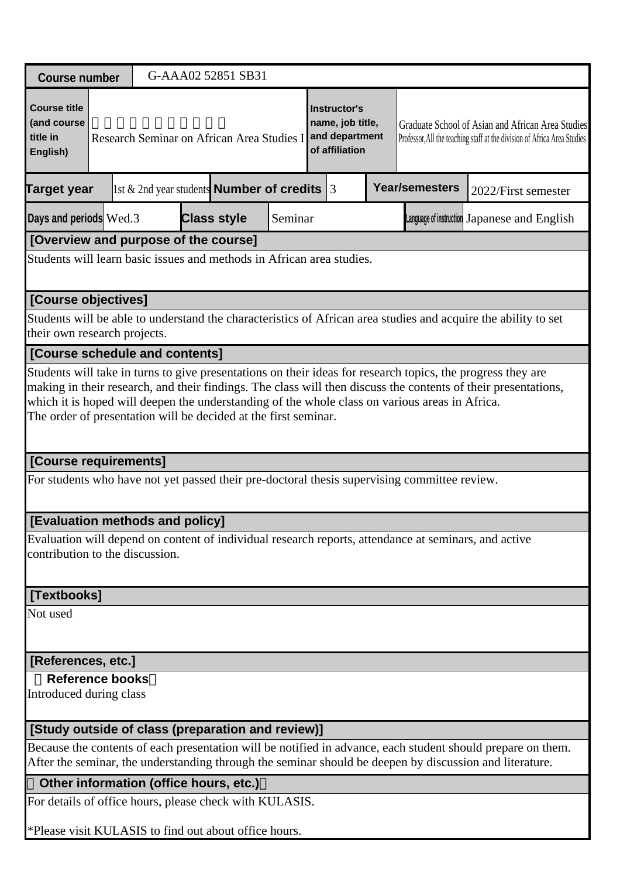| Course number | G-AAA02 52851 SB31 | | |
|---|---|---|---|
| Course title (and course title in English) | アフリカ地域研究演習Ｉ<br>Research Seminar on African Area Studies I | Instructor's name, job title, and department of affiliation | Graduate School of Asian and African Area Studies<br>Professor,All the teaching staff at the division of Africa Area Studies |

| Target year | 1st & 2nd year students | Number of credits | 3 | Year/semesters | 2022/First semester |
|---|---|---|---|---|---|
| Days and periods | Wed.3 | Class style | Seminar | Language of instruction | Japanese and English |

**[Overview and purpose of the course]**

Students will learn basic issues and methods in African area studies.

**[Course objectives]**

Students will be able to understand the characteristics of African area studies and acquire the ability to set their own research projects.

**[Course schedule and contents]**

Students will take in turns to give presentations on their ideas for research topics, the progress they are making in their research, and their findings. The class will then discuss the contents of their presentations, which it is hoped will deepen the understanding of the whole class on various areas in Africa.
The order of presentation will be decided at the first seminar.

**[Course requirements]**

For students who have not yet passed their pre-doctoral thesis supervising committee review.

**[Evaluation methods and policy]**

Evaluation will depend on content of individual research reports, attendance at seminars, and active contribution to the discussion.

**[Textbooks]**

Not used

**[References, etc.]**

**（Reference books）**

Introduced during class

**[Study outside of class (preparation and review)]**

Because the contents of each presentation will be notified in advance, each student should prepare on them. After the seminar, the understanding through the seminar should be deepen by discussion and literature.

**（Other information (office hours, etc.)）**

For details of office hours, please check with KULASIS.

*Please visit KULASIS to find out about office hours.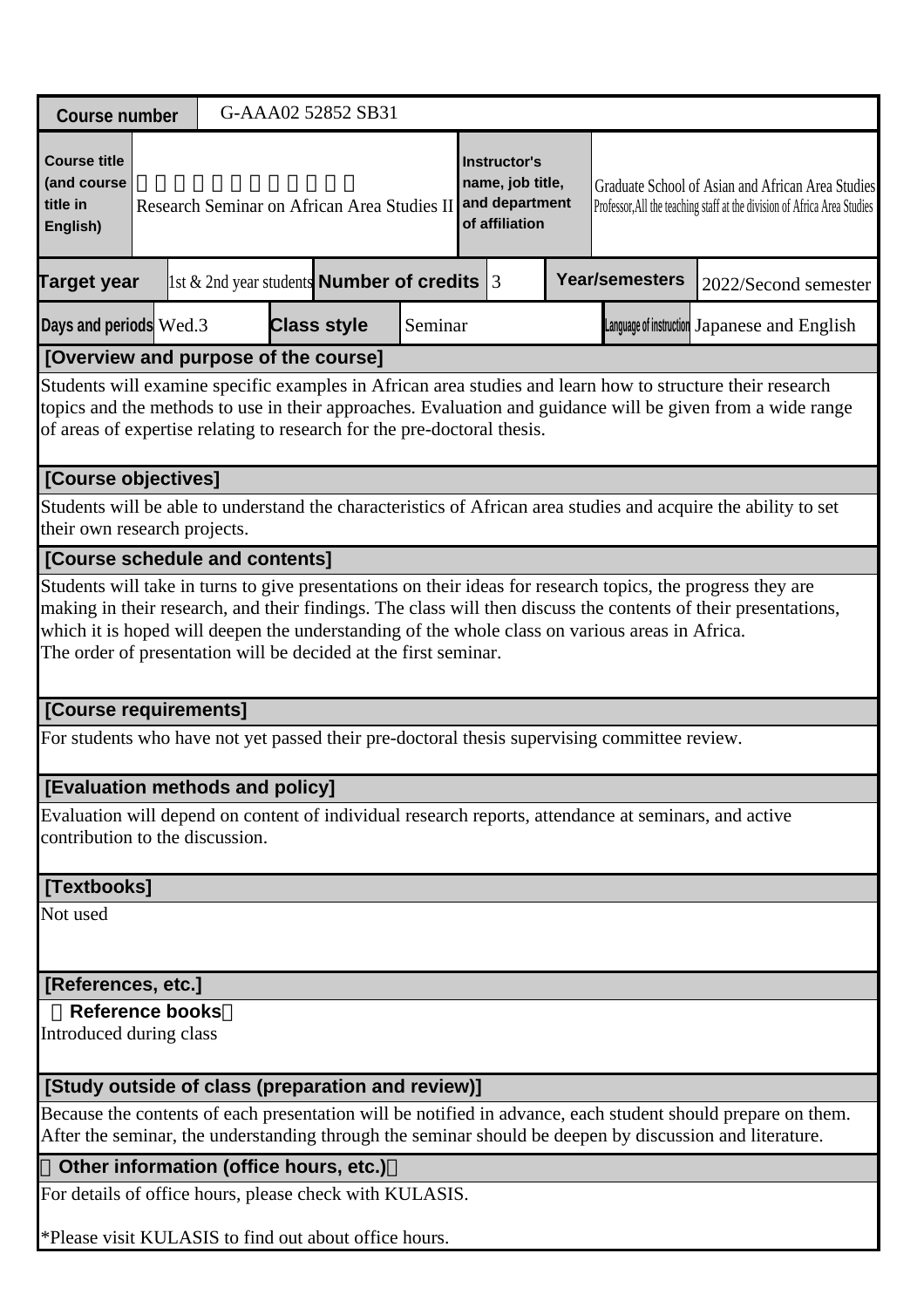| Course number | G-AAA02 52852 SB31 | | | | | |
|---|---|---|---|---|---|---|
| Course title (and course title in English) | 　　　　　　　　　　　 Research Seminar on African Area Studies II | Instructor's name, job title, and department of affiliation | Graduate School of Asian and African Area Studies Professor,All the teaching staff at the division of Africa Area Studies | | | |
| Target year | 1st & 2nd year students | Number of credits | 3 | Year/semesters | 2022/Second semester | |
| Days and periods | Wed.3 | Class style | Seminar | Language of instruction | Japanese and English | |

## [Overview and purpose of the course]

Students will examine specific examples in African area studies and learn how to structure their research topics and the methods to use in their approaches. Evaluation and guidance will be given from a wide range of areas of expertise relating to research for the pre-doctoral thesis.

## [Course objectives]

Students will be able to understand the characteristics of African area studies and acquire the ability to set their own research projects.

## [Course schedule and contents]

Students will take in turns to give presentations on their ideas for research topics, the progress they are making in their research, and their findings. The class will then discuss the contents of their presentations, which it is hoped will deepen the understanding of the whole class on various areas in Africa.
The order of presentation will be decided at the first seminar.

## [Course requirements]

For students who have not yet passed their pre-doctoral thesis supervising committee review.

## [Evaluation methods and policy]

Evaluation will depend on content of individual research reports, attendance at seminars, and active contribution to the discussion.

## [Textbooks]

Not used

## [References, etc.]

**Reference books**

Introduced during class

## [Study outside of class (preparation and review)]

Because the contents of each presentation will be notified in advance, each student should prepare on them. After the seminar, the understanding through the seminar should be deepen by discussion and literature.

## Other information (office hours, etc.)

For details of office hours, please check with KULASIS.

*Please visit KULASIS to find out about office hours.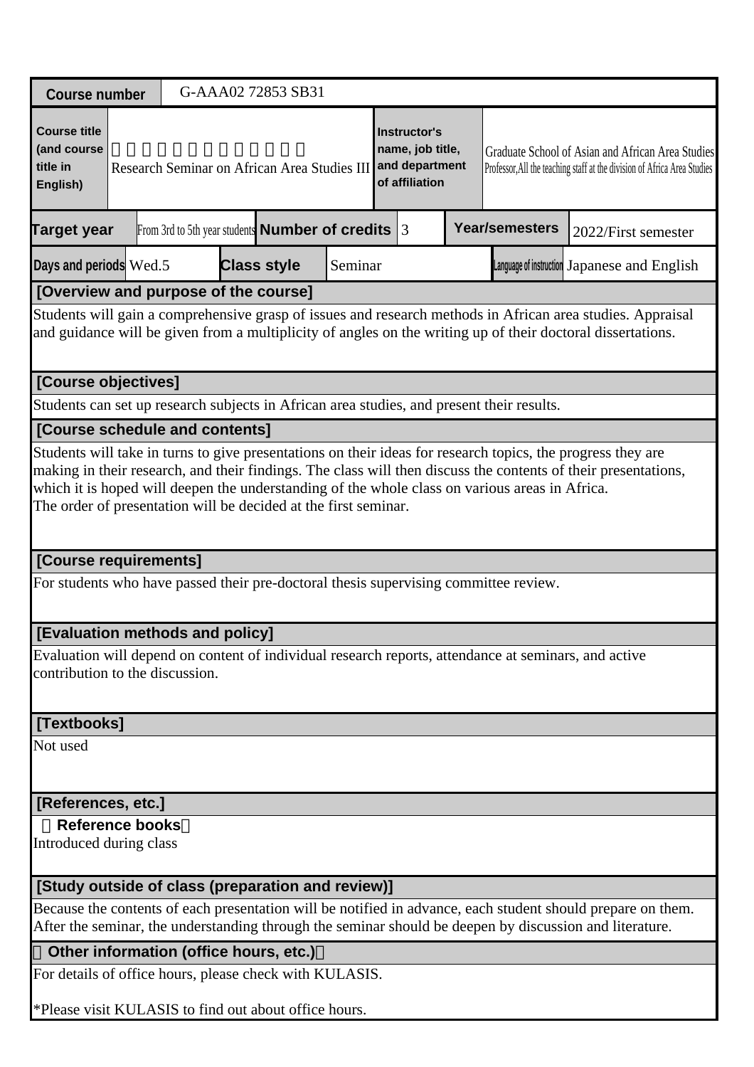| Course number | G-AAA02 72853 SB31 | | |
|---|---|---|---|
| Course title (and course title in English) | アフリカ地域研究研究演習Ⅲ<br>Research Seminar on African Area Studies III | Instructor's name, job title, and department of affiliation | Graduate School of Asian and African Area Studies<br>Professor,All the teaching staff at the division of Africa Area Studies |

| Target year | From 3rd to 5th year students | Number of credits | 3 | Year/semesters | 2022/First semester |
|---|---|---|---|---|---|
| Days and periods | Wed.5 | Class style | Seminar | Language of instruction | Japanese and English |

**[Overview and purpose of the course]**

Students will gain a comprehensive grasp of issues and research methods in African area studies. Appraisal and guidance will be given from a multiplicity of angles on the writing up of their doctoral dissertations.

**[Course objectives]**

Students can set up research subjects in African area studies, and present their results.

**[Course schedule and contents]**

Students will take in turns to give presentations on their ideas for research topics, the progress they are making in their research, and their findings. The class will then discuss the contents of their presentations, which it is hoped will deepen the understanding of the whole class on various areas in Africa.
The order of presentation will be decided at the first seminar.

**[Course requirements]**

For students who have passed their pre-doctoral thesis supervising committee review.

**[Evaluation methods and policy]**

Evaluation will depend on content of individual research reports, attendance at seminars, and active contribution to the discussion.

**[Textbooks]**

Not used

**[References, etc.]**

**（Reference books）**

Introduced during class

**[Study outside of class (preparation and review)]**

Because the contents of each presentation will be notified in advance, each student should prepare on them. After the seminar, the understanding through the seminar should be deepen by discussion and literature.

**（Other information (office hours, etc.)）**

For details of office hours, please check with KULASIS.

*Please visit KULASIS to find out about office hours.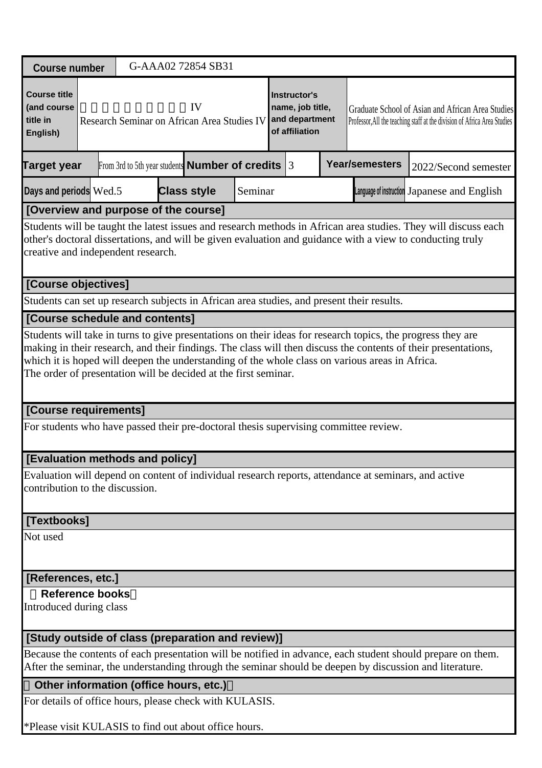| Course number | G-AAA02 72854 SB31 | | | | | | |
|---|---|---|---|---|---|---|---|
| Course title (and course title in English) | 　　　　　　　　　　IV<br>Research Seminar on African Area Studies IV | | Instructor's name, job title, and department of affiliation | Graduate School of Asian and African Area Studies<br>Professor,All the teaching staff at the division of Africa Area Studies | | | |
| Target year | From 3rd to 5th year students | Number of credits | 3 | Year/semesters | 2022/Second semester | | |
| Days and periods | Wed.5 | Class style | Seminar | Language of instruction | Japanese and English | | |

**[Overview and purpose of the course]**

Students will be taught the latest issues and research methods in African area studies. They will discuss each other's doctoral dissertations, and will be given evaluation and guidance with a view to conducting truly creative and independent research.

**[Course objectives]**

Students can set up research subjects in African area studies, and present their results.

**[Course schedule and contents]**

Students will take in turns to give presentations on their ideas for research topics, the progress they are making in their research, and their findings. The class will then discuss the contents of their presentations, which it is hoped will deepen the understanding of the whole class on various areas in Africa.
The order of presentation will be decided at the first seminar.

**[Course requirements]**

For students who have passed their pre-doctoral thesis supervising committee review.

**[Evaluation methods and policy]**

Evaluation will depend on content of individual research reports, attendance at seminars, and active contribution to the discussion.

**[Textbooks]**

Not used

**[References, etc.]**

**Reference books**

Introduced during class

**[Study outside of class (preparation and review)]**

Because the contents of each presentation will be notified in advance, each student should prepare on them. After the seminar, the understanding through the seminar should be deepen by discussion and literature.

**Other information (office hours, etc.)**

For details of office hours, please check with KULASIS.

*Please visit KULASIS to find out about office hours.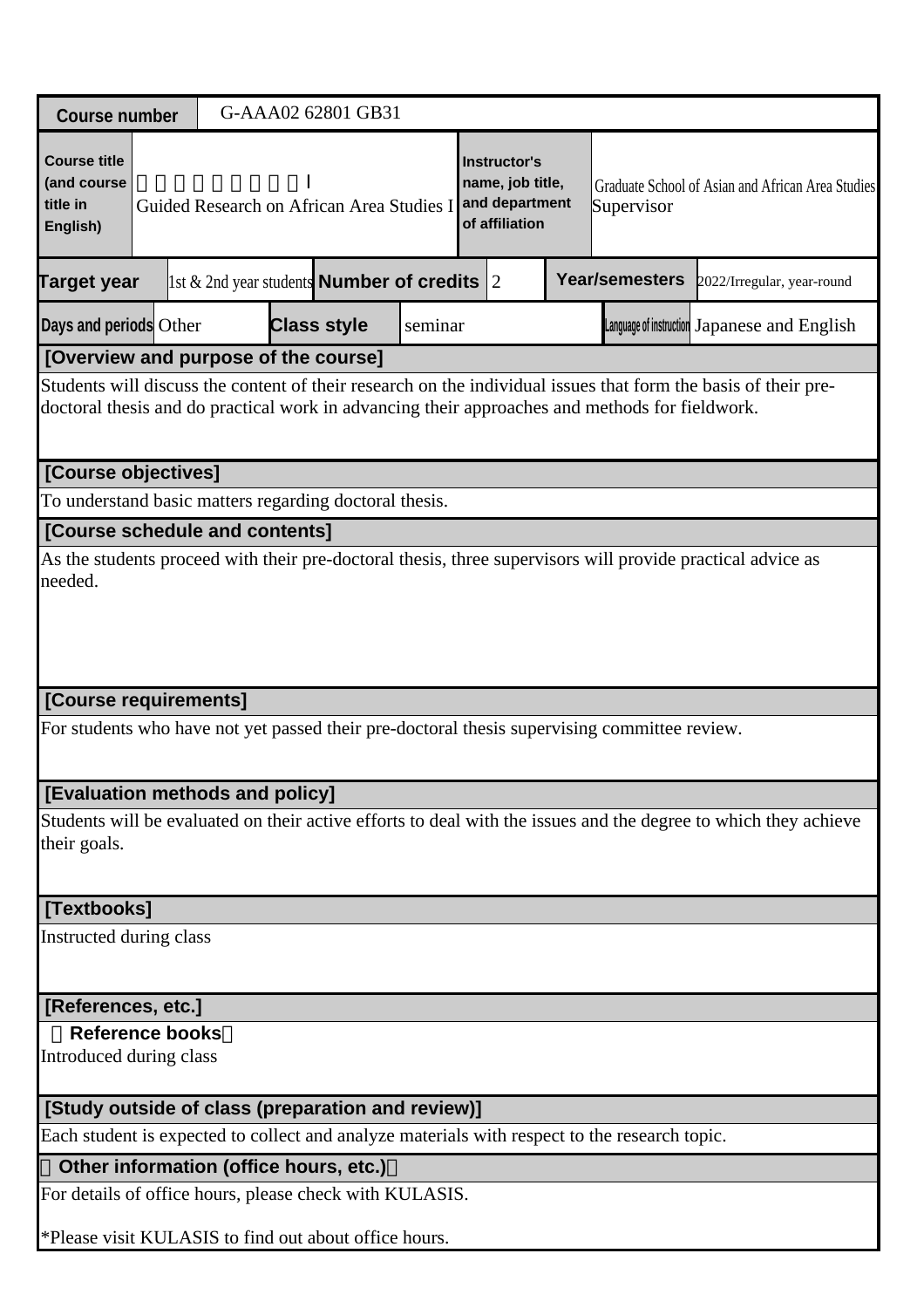| Course number | G-AAA02 62801 GB31 | | | | |
|---|---|---|---|---|---|
| Course title (and course title in English) | Ｉ<br>Guided Research on African Area Studies I | Instructor's name, job title, and department of affiliation | Graduate School of Asian and African Area Studies<br>Supervisor | | |
| Target year | 1st & 2nd year students | Number of credits | 2 | Year/semesters | 2022/Irregular, year-round |
| Days and periods | Other | Class style | seminar | Language of instruction | Japanese and English |

**[Overview and purpose of the course]**

Students will discuss the content of their research on the individual issues that form the basis of their pre-doctoral thesis and do practical work in advancing their approaches and methods for fieldwork.

**[Course objectives]**

To understand basic matters regarding doctoral thesis.

**[Course schedule and contents]**

As the students proceed with their pre-doctoral thesis, three supervisors will provide practical advice as needed.

**[Course requirements]**

For students who have not yet passed their pre-doctoral thesis supervising committee review.

**[Evaluation methods and policy]**

Students will be evaluated on their active efforts to deal with the issues and the degree to which they achieve their goals.

**[Textbooks]**

Instructed during class

**[References, etc.]**

**Reference books**

Introduced during class

**[Study outside of class (preparation and review)]**

Each student is expected to collect and analyze materials with respect to the research topic.

**Other information (office hours, etc.)**

For details of office hours, please check with KULASIS.

*Please visit KULASIS to find out about office hours.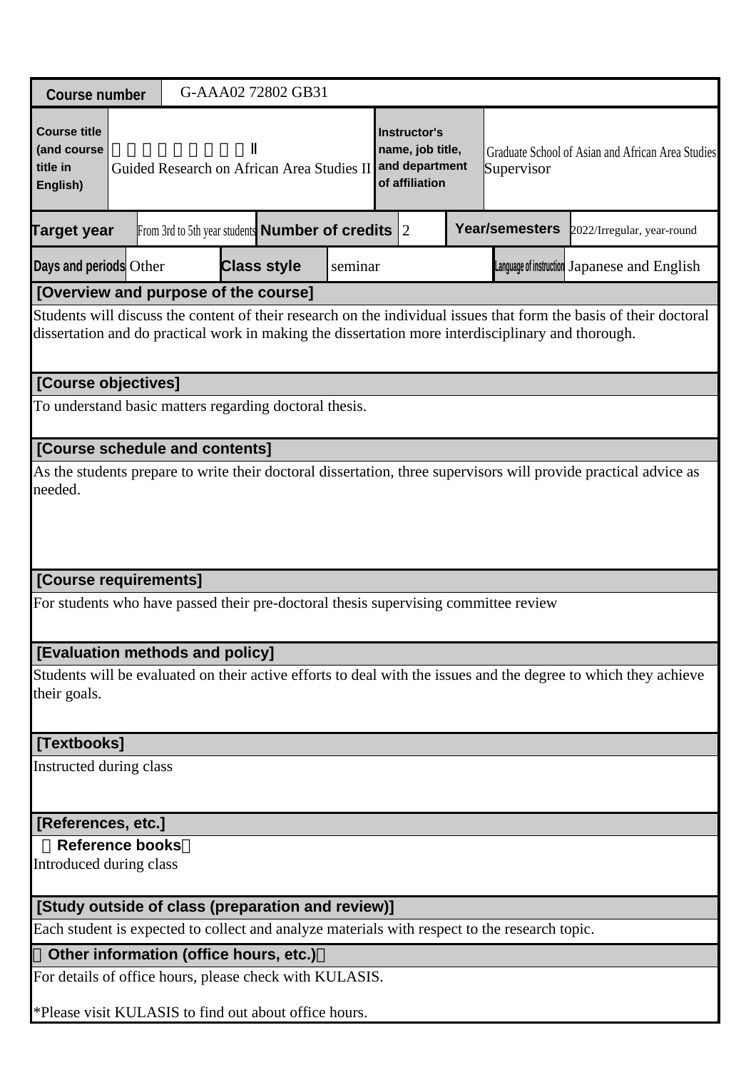| Course number | G-AAA02 72802 GB31 | | | | |
|---|---|---|---|---|---|
| Course title (and course title in English) | 　　　　　　　　Ⅱ<br>Guided Research on African Area Studies II | | Instructor's name, job title, and department of affiliation | Graduate School of Asian and African Area Studies<br>Supervisor | |
| Target year | From 3rd to 5th year students | Number of credits | 2 | Year/semesters | 2022/Irregular, year-round |
| Days and periods | Other | Class style | seminar | Language of instruction | Japanese and English |

## [Overview and purpose of the course]

Students will discuss the content of their research on the individual issues that form the basis of their doctoral dissertation and do practical work in making the dissertation more interdisciplinary and thorough.

## [Course objectives]

To understand basic matters regarding doctoral thesis.

## [Course schedule and contents]

As the students prepare to write their doctoral dissertation, three supervisors will provide practical advice as needed.

## [Course requirements]

For students who have passed their pre-doctoral thesis supervising committee review

## [Evaluation methods and policy]

Students will be evaluated on their active efforts to deal with the issues and the degree to which they achieve their goals.

## [Textbooks]

Instructed during class

## [References, etc.]

**Reference books**

Introduced during class

## [Study outside of class (preparation and review)]

Each student is expected to collect and analyze materials with respect to the research topic.

## Other information (office hours, etc.)

For details of office hours, please check with KULASIS.

*Please visit KULASIS to find out about office hours.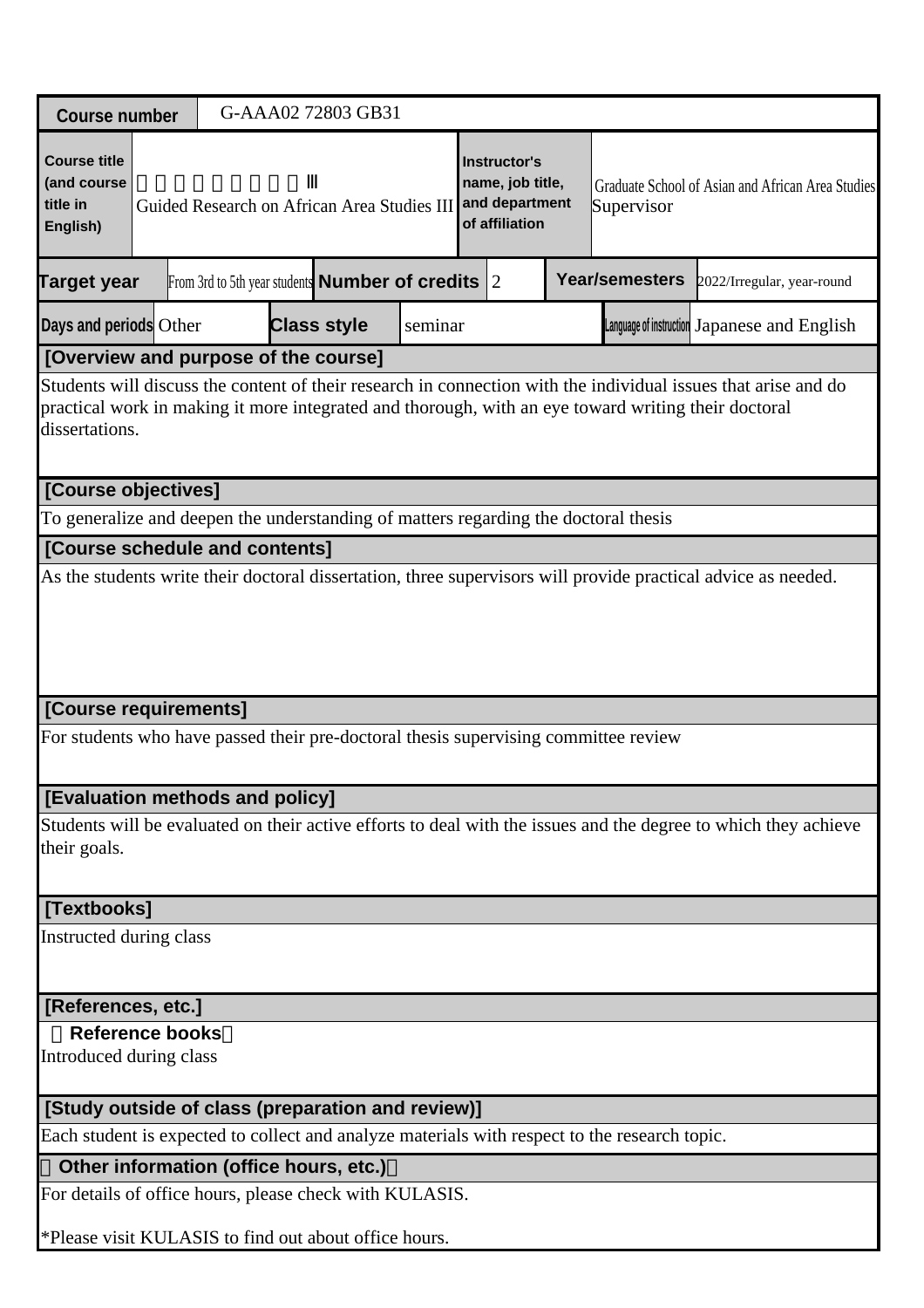| Course number | G-AAA02 72803 GB31 | | | | | |
|---|---|---|---|---|---|---|
| Course title (and course title in English) | 　　　　　　　　Ⅲ Guided Research on African Area Studies III | | Instructor's name, job title, and department of affiliation | | Graduate School of Asian and African Area Studies Supervisor | |
| Target year | From 3rd to 5th year students | Number of credits | 2 | Year/semesters | 2022/Irregular, year-round | |
| Days and periods | Other | Class style | seminar | Language of instruction | Japanese and English | |

**[Overview and purpose of the course]**

Students will discuss the content of their research in connection with the individual issues that arise and do practical work in making it more integrated and thorough, with an eye toward writing their doctoral dissertations.

**[Course objectives]**

To generalize and deepen the understanding of matters regarding the doctoral thesis

**[Course schedule and contents]**

As the students write their doctoral dissertation, three supervisors will provide practical advice as needed.

**[Course requirements]**

For students who have passed their pre-doctoral thesis supervising committee review

**[Evaluation methods and policy]**

Students will be evaluated on their active efforts to deal with the issues and the degree to which they achieve their goals.

**[Textbooks]**

Instructed during class

**[References, etc.]**

（Reference books）

Introduced during class

**[Study outside of class (preparation and review)]**

Each student is expected to collect and analyze materials with respect to the research topic.

**（Other information (office hours, etc.)）**

For details of office hours, please check with KULASIS.

*Please visit KULASIS to find out about office hours.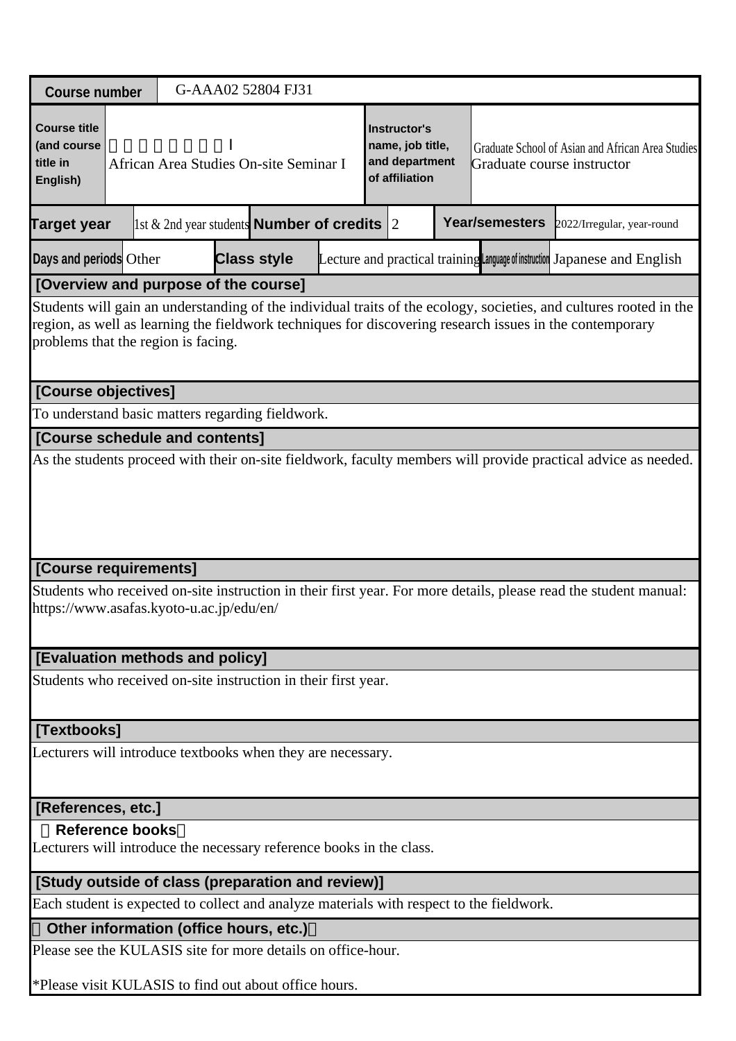| Course number | G-AAA02 52804 FJ31 | | | | | | |
|---|---|---|---|---|---|---|---|
| Course title (and course title in English) | 　　　　　　　I<br>African Area Studies On-site Seminar I | | | Instructor's name, job title, and department of affiliation | Graduate School of Asian and African Area Studies<br>Graduate course instructor | | |
| Target year | 1st & 2nd year students | Number of credits | 2 | Year/semesters | 2022/Irregular, year-round | | |
| Days and periods | Other | Class style | Lecture and practical training | Language of instruction | Japanese and English | | |

**[Overview and purpose of the course]**

Students will gain an understanding of the individual traits of the ecology, societies, and cultures rooted in the region, as well as learning the fieldwork techniques for discovering research issues in the contemporary problems that the region is facing.

**[Course objectives]**

To understand basic matters regarding fieldwork.

**[Course schedule and contents]**

As the students proceed with their on-site fieldwork, faculty members will provide practical advice as needed.

**[Course requirements]**

Students who received on-site instruction in their first year. For more details, please read the student manual: https://www.asafas.kyoto-u.ac.jp/edu/en/

**[Evaluation methods and policy]**

Students who received on-site instruction in their first year.

**[Textbooks]**

Lecturers will introduce textbooks when they are necessary.

**[References, etc.]**

**Reference books**

Lecturers will introduce the necessary reference books in the class.

**[Study outside of class (preparation and review)]**

Each student is expected to collect and analyze materials with respect to the fieldwork.

**Other information (office hours, etc.)**

Please see the KULASIS site for more details on office-hour.

*Please visit KULASIS to find out about office hours.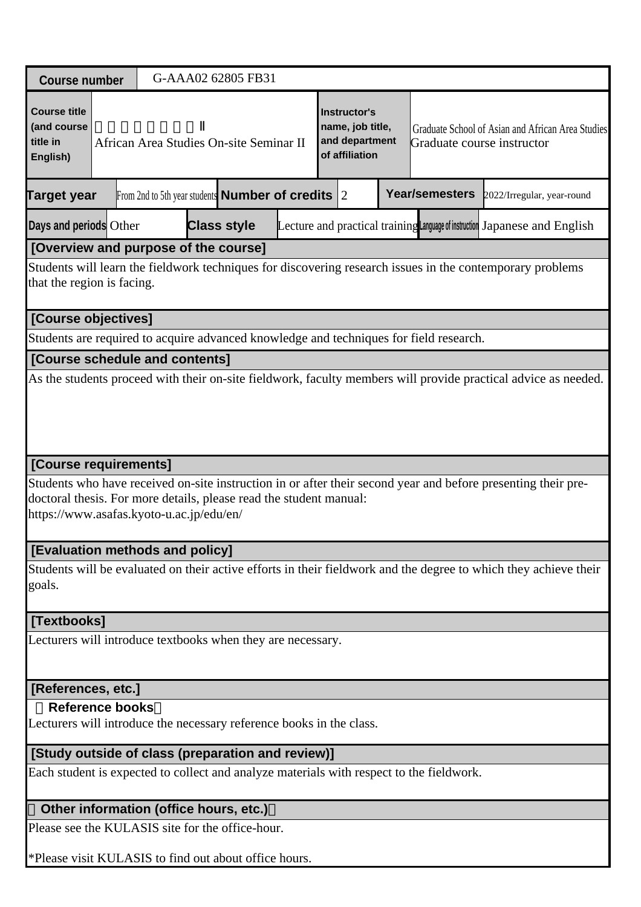| Course number | G-AAA02 62805 FB31 | | | | | | |
|---|---|---|---|---|---|---|---|
| Course title (and course title in English) | 　　　　　　　Ⅱ<br>African Area Studies On-site Seminar II | | | Instructor's name, job title, and department of affiliation | Graduate School of Asian and African Area Studies<br>Graduate course instructor | | |
| Target year | From 2nd to 5th year students | Number of credits | 2 | Year/semesters | 2022/Irregular, year-round | | |
| Days and periods | Other | Class style | Lecture and practical training | Language of instruction | Japanese and English | | |

**[Overview and purpose of the course]**

Students will learn the fieldwork techniques for discovering research issues in the contemporary problems that the region is facing.

**[Course objectives]**

Students are required to acquire advanced knowledge and techniques for field research.

**[Course schedule and contents]**

As the students proceed with their on-site fieldwork, faculty members will provide practical advice as needed.

**[Course requirements]**

Students who have received on-site instruction in or after their second year and before presenting their pre-doctoral thesis. For more details, please read the student manual:
https://www.asafas.kyoto-u.ac.jp/edu/en/

**[Evaluation methods and policy]**

Students will be evaluated on their active efforts in their fieldwork and the degree to which they achieve their goals.

**[Textbooks]**

Lecturers will introduce textbooks when they are necessary.

**[References, etc.]**

**Reference books**

Lecturers will introduce the necessary reference books in the class.

**[Study outside of class (preparation and review)]**

Each student is expected to collect and analyze materials with respect to the fieldwork.

**Other information (office hours, etc.)**

Please see the KULASIS site for the office-hour.

*Please visit KULASIS to find out about office hours.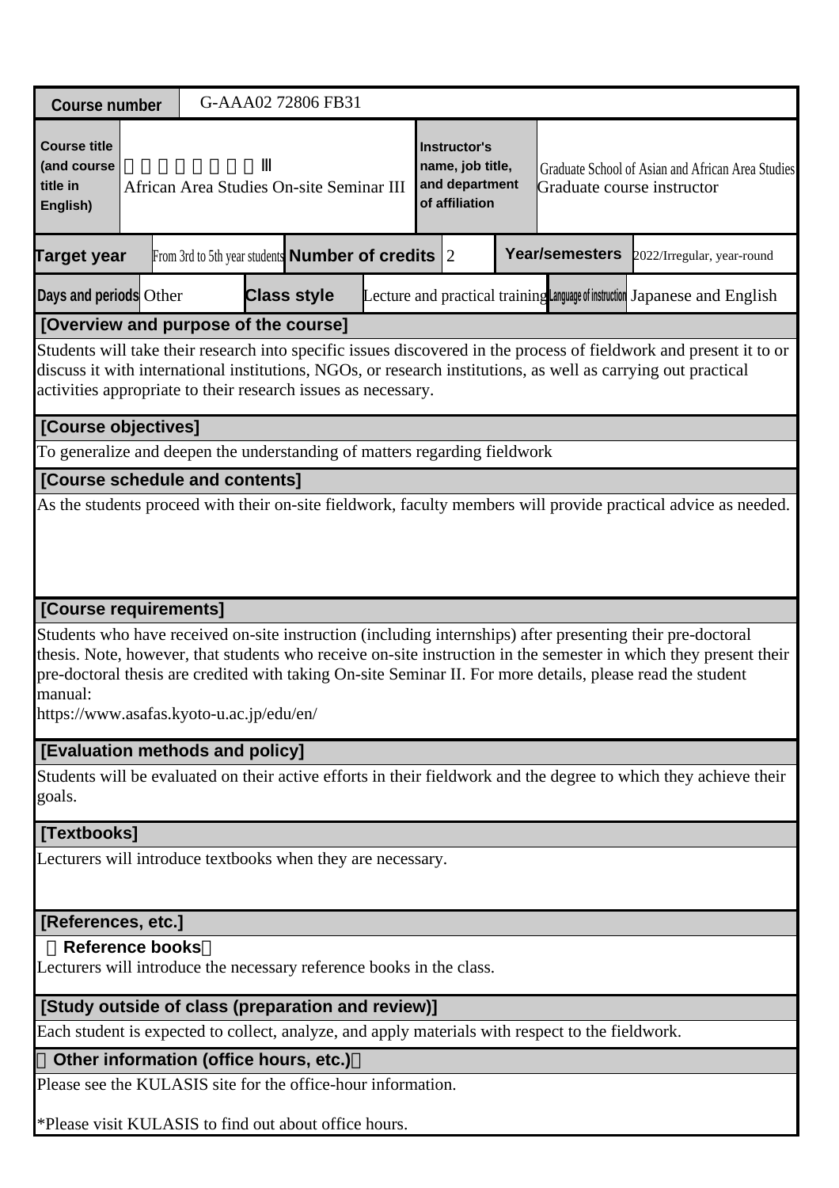| | | | | | | | |
|---|---|---|---|---|---|---|---|
| **Course number** | G-AAA02 72806 FB31 | | | | | | |
| **Course title (and course title in English)** | 　　　　　　　Ⅲ<br>African Area Studies On-site Seminar III | | | **Instructor's name, job title, and department of affiliation** | Graduate School of Asian and African Area Studies<br>Graduate course instructor | | |
| **Target year** | From 3rd to 5th year students | **Number of credits** | 2 | **Year/semesters** | 2022/Irregular, year-round | | |
| **Days and periods** | Other | **Class style** | Lecture and practical training | **Language of instruction** | Japanese and English | | |

**[Overview and purpose of the course]**

Students will take their research into specific issues discovered in the process of fieldwork and present it to or discuss it with international institutions, NGOs, or research institutions, as well as carrying out practical activities appropriate to their research issues as necessary.

**[Course objectives]**

To generalize and deepen the understanding of matters regarding fieldwork

**[Course schedule and contents]**

As the students proceed with their on-site fieldwork, faculty members will provide practical advice as needed.

**[Course requirements]**

Students who have received on-site instruction (including internships) after presenting their pre-doctoral thesis. Note, however, that students who receive on-site instruction in the semester in which they present their pre-doctoral thesis are credited with taking On-site Seminar II. For more details, please read the student manual:
https://www.asafas.kyoto-u.ac.jp/edu/en/

**[Evaluation methods and policy]**

Students will be evaluated on their active efforts in their fieldwork and the degree to which they achieve their goals.

**[Textbooks]**

Lecturers will introduce textbooks when they are necessary.

**[References, etc.]**

**Reference books**

Lecturers will introduce the necessary reference books in the class.

**[Study outside of class (preparation and review)]**

Each student is expected to collect, analyze, and apply materials with respect to the fieldwork.

**Other information (office hours, etc.)**

Please see the KULASIS site for the office-hour information.

*Please visit KULASIS to find out about office hours.